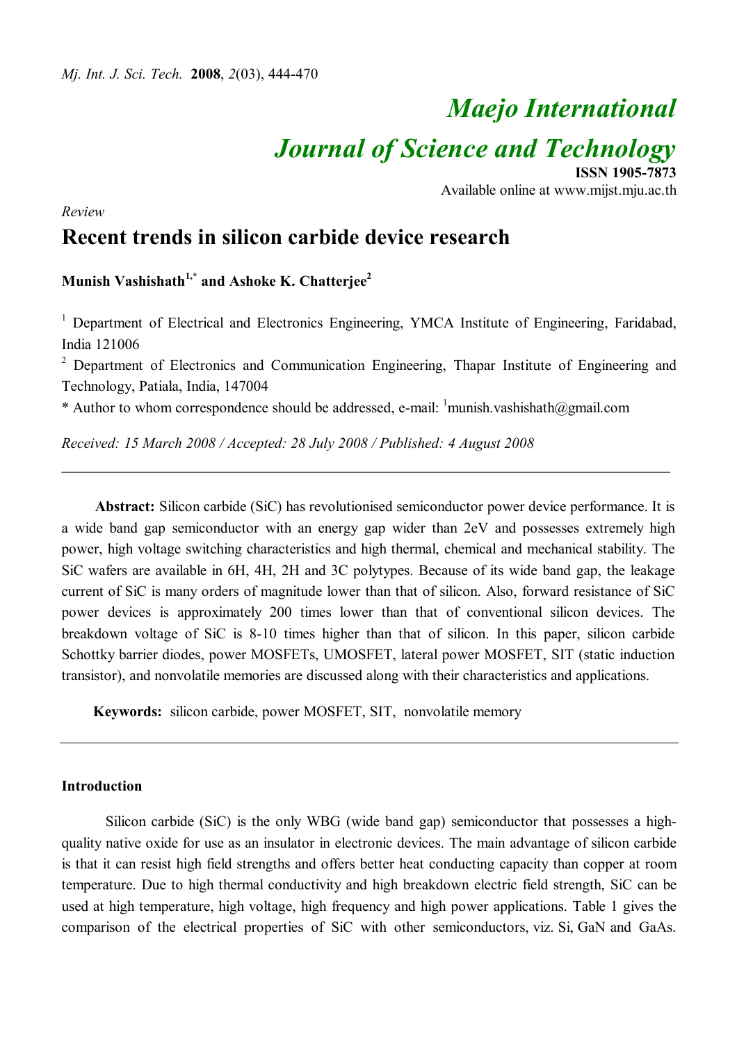# Maejo International Journal of Science and Technology

**ISSN 1905-7873**

Available online at www.mijst.mju.ac.th

*Review*

## Recent trends in silicon carbide device research

**Munish Vashishath[1,*] and Ashoke K. Chatterjee[2]**

[1] Department of Electrical and Electronics Engineering, YMCA Institute of Engineering, Faridabad, India 121006

[2] Department of Electronics and Communication Engineering, Thapar Institute of Engineering and Technology, Patiala, India, 147004

* Author to whom correspondence should be addressed, e-mail: [1]munish.vashishath@gmail.com

*Received: 15 March 2008 / Accepted: 28 July 2008 / Published: 4 August 2008*

---

**Abstract:** Silicon carbide (SiC) has revolutionised semiconductor power device performance. It is a wide band gap semiconductor with an energy gap wider than 2eV and possesses extremely high power, high voltage switching characteristics and high thermal, chemical and mechanical stability. The SiC wafers are available in 6H, 4H, 2H and 3C polytypes. Because of its wide band gap, the leakage current of SiC is many orders of magnitude lower than that of silicon. Also, forward resistance of SiC power devices is approximately 200 times lower than that of conventional silicon devices. The breakdown voltage of SiC is 8-10 times higher than that of silicon. In this paper, silicon carbide Schottky barrier diodes, power MOSFETs, UMOSFET, lateral power MOSFET, SIT (static induction transistor), and nonvolatile memories are discussed along with their characteristics and applications.

**Keywords:** silicon carbide, power MOSFET, SIT, nonvolatile memory

---

### Introduction

Silicon carbide (SiC) is the only WBG (wide band gap) semiconductor that possesses a high-quality native oxide for use as an insulator in electronic devices. The main advantage of silicon carbide is that it can resist high field strengths and offers better heat conducting capacity than copper at room temperature. Due to high thermal conductivity and high breakdown electric field strength, SiC can be used at high temperature, high voltage, high frequency and high power applications. Table 1 gives the comparison of the electrical properties of SiC with other semiconductors, viz. Si, GaN and GaAs.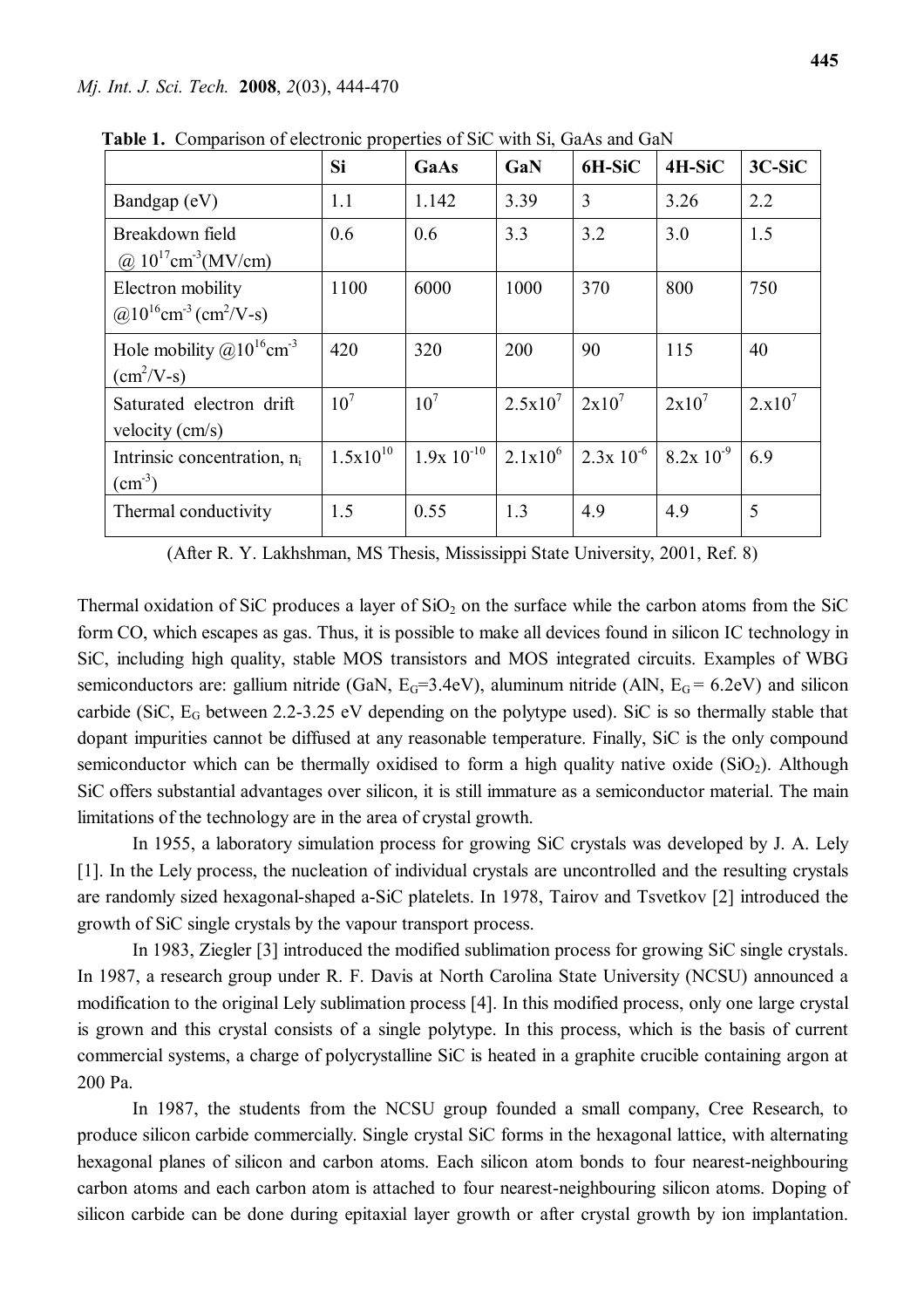**Table 1.** Comparison of electronic properties of SiC with Si, GaAs and GaN

| | Si | GaAs | GaN | 6H-SiC | 4H-SiC | 3C-SiC |
|---|---|---|---|---|---|---|
| Bandgap (eV) | 1.1 | 1.142 | 3.39 | 3 | 3.26 | 2.2 |
| Breakdown field @ $10^{17}$cm$^{-3}$(MV/cm) | 0.6 | 0.6 | 3.3 | 3.2 | 3.0 | 1.5 |
| Electron mobility @$10^{16}$cm$^{-3}$ (cm$^2$/V-s) | 1100 | 6000 | 1000 | 370 | 800 | 750 |
| Hole mobility @$10^{16}$cm$^{-3}$ (cm$^2$/V-s) | 420 | 320 | 200 | 90 | 115 | 40 |
| Saturated electron drift velocity (cm/s) | $10^7$ | $10^7$ | $2.5\text{x}10^7$ | $2\text{x}10^7$ | $2\text{x}10^7$ | $2.\text{x}10^7$ |
| Intrinsic concentration, $n_i$ (cm$^{-3}$) | $1.5\text{x}10^{10}$ | $1.9\text{x } 10^{-10}$ | $2.1\text{x}10^6$ | $2.3\text{x } 10^{-6}$ | $8.2\text{x } 10^{-9}$ | 6.9 |
| Thermal conductivity | 1.5 | 0.55 | 1.3 | 4.9 | 4.9 | 5 |

(After R. Y. Lakhshman, MS Thesis, Mississippi State University, 2001, Ref. 8)

Thermal oxidation of SiC produces a layer of $SiO_2$ on the surface while the carbon atoms from the SiC form CO, which escapes as gas. Thus, it is possible to make all devices found in silicon IC technology in SiC, including high quality, stable MOS transistors and MOS integrated circuits. Examples of WBG semiconductors are: gallium nitride (GaN, $E_G$=3.4eV), aluminum nitride (AlN, $E_G$ = 6.2eV) and silicon carbide (SiC, $E_G$ between 2.2-3.25 eV depending on the polytype used). SiC is so thermally stable that dopant impurities cannot be diffused at any reasonable temperature. Finally, SiC is the only compound semiconductor which can be thermally oxidised to form a high quality native oxide ($SiO_2$). Although SiC offers substantial advantages over silicon, it is still immature as a semiconductor material. The main limitations of the technology are in the area of crystal growth.

In 1955, a laboratory simulation process for growing SiC crystals was developed by J. A. Lely [1]. In the Lely process, the nucleation of individual crystals are uncontrolled and the resulting crystals are randomly sized hexagonal-shaped a-SiC platelets. In 1978, Tairov and Tsvetkov [2] introduced the growth of SiC single crystals by the vapour transport process.

In 1983, Ziegler [3] introduced the modified sublimation process for growing SiC single crystals. In 1987, a research group under R. F. Davis at North Carolina State University (NCSU) announced a modification to the original Lely sublimation process [4]. In this modified process, only one large crystal is grown and this crystal consists of a single polytype. In this process, which is the basis of current commercial systems, a charge of polycrystalline SiC is heated in a graphite crucible containing argon at 200 Pa.

In 1987, the students from the NCSU group founded a small company, Cree Research, to produce silicon carbide commercially. Single crystal SiC forms in the hexagonal lattice, with alternating hexagonal planes of silicon and carbon atoms. Each silicon atom bonds to four nearest-neighbouring carbon atoms and each carbon atom is attached to four nearest-neighbouring silicon atoms. Doping of silicon carbide can be done during epitaxial layer growth or after crystal growth by ion implantation.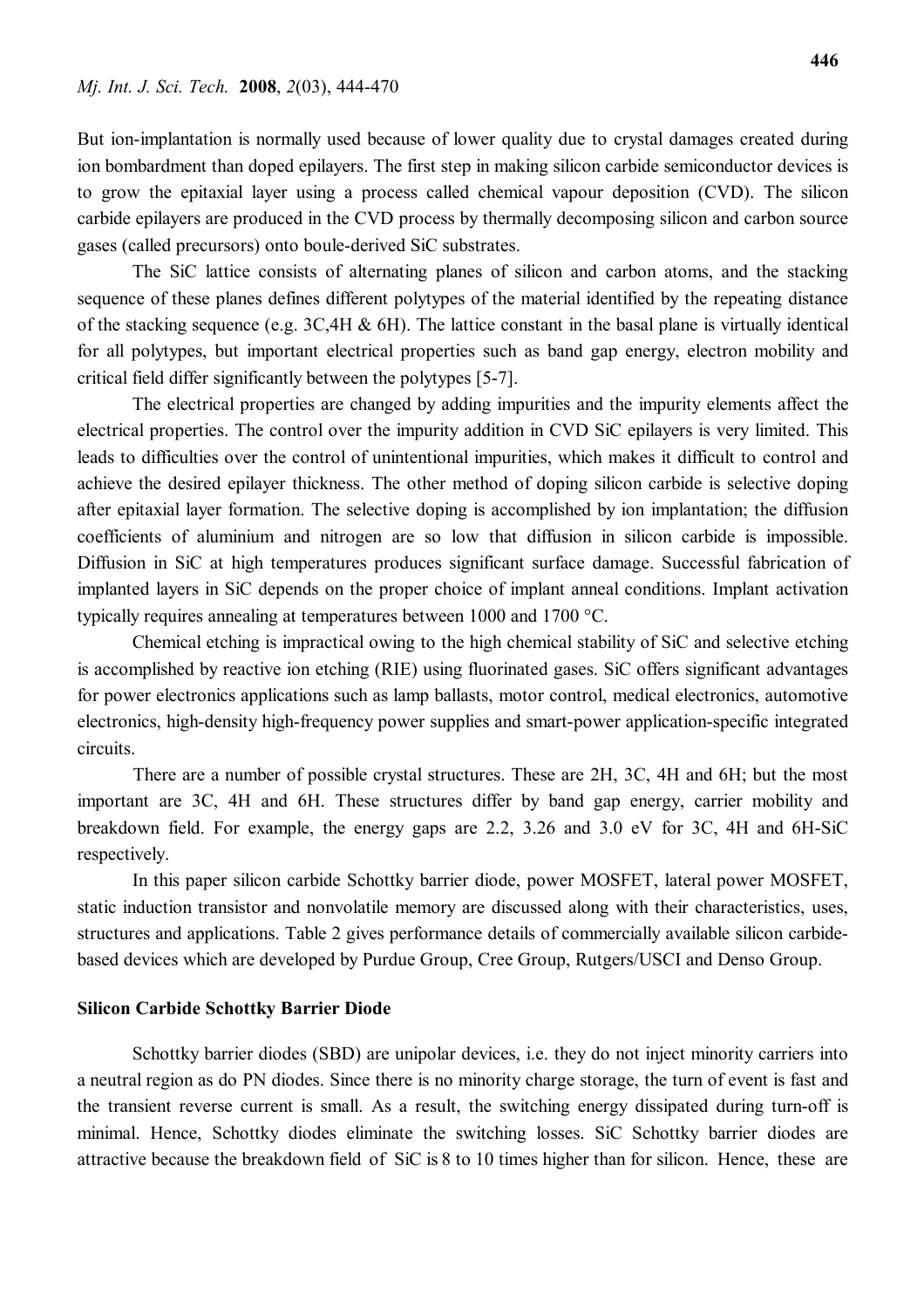But ion-implantation is normally used because of lower quality due to crystal damages created during ion bombardment than doped epilayers. The first step in making silicon carbide semiconductor devices is to grow the epitaxial layer using a process called chemical vapour deposition (CVD). The silicon carbide epilayers are produced in the CVD process by thermally decomposing silicon and carbon source gases (called precursors) onto boule-derived SiC substrates.

The SiC lattice consists of alternating planes of silicon and carbon atoms, and the stacking sequence of these planes defines different polytypes of the material identified by the repeating distance of the stacking sequence (e.g. 3C,4H & 6H). The lattice constant in the basal plane is virtually identical for all polytypes, but important electrical properties such as band gap energy, electron mobility and critical field differ significantly between the polytypes [5-7].

The electrical properties are changed by adding impurities and the impurity elements affect the electrical properties. The control over the impurity addition in CVD SiC epilayers is very limited. This leads to difficulties over the control of unintentional impurities, which makes it difficult to control and achieve the desired epilayer thickness. The other method of doping silicon carbide is selective doping after epitaxial layer formation. The selective doping is accomplished by ion implantation; the diffusion coefficients of aluminium and nitrogen are so low that diffusion in silicon carbide is impossible. Diffusion in SiC at high temperatures produces significant surface damage. Successful fabrication of implanted layers in SiC depends on the proper choice of implant anneal conditions. Implant activation typically requires annealing at temperatures between 1000 and 1700 °C.

Chemical etching is impractical owing to the high chemical stability of SiC and selective etching is accomplished by reactive ion etching (RIE) using fluorinated gases. SiC offers significant advantages for power electronics applications such as lamp ballasts, motor control, medical electronics, automotive electronics, high-density high-frequency power supplies and smart-power application-specific integrated circuits.

There are a number of possible crystal structures. These are 2H, 3C, 4H and 6H; but the most important are 3C, 4H and 6H. These structures differ by band gap energy, carrier mobility and breakdown field. For example, the energy gaps are 2.2, 3.26 and 3.0 eV for 3C, 4H and 6H-SiC respectively.

In this paper silicon carbide Schottky barrier diode, power MOSFET, lateral power MOSFET, static induction transistor and nonvolatile memory are discussed along with their characteristics, uses, structures and applications. Table 2 gives performance details of commercially available silicon carbide-based devices which are developed by Purdue Group, Cree Group, Rutgers/USCI and Denso Group.

## Silicon Carbide Schottky Barrier Diode

Schottky barrier diodes (SBD) are unipolar devices, i.e. they do not inject minority carriers into a neutral region as do PN diodes. Since there is no minority charge storage, the turn of event is fast and the transient reverse current is small. As a result, the switching energy dissipated during turn-off is minimal. Hence, Schottky diodes eliminate the switching losses. SiC Schottky barrier diodes are attractive because the breakdown field of SiC is 8 to 10 times higher than for silicon. Hence, these are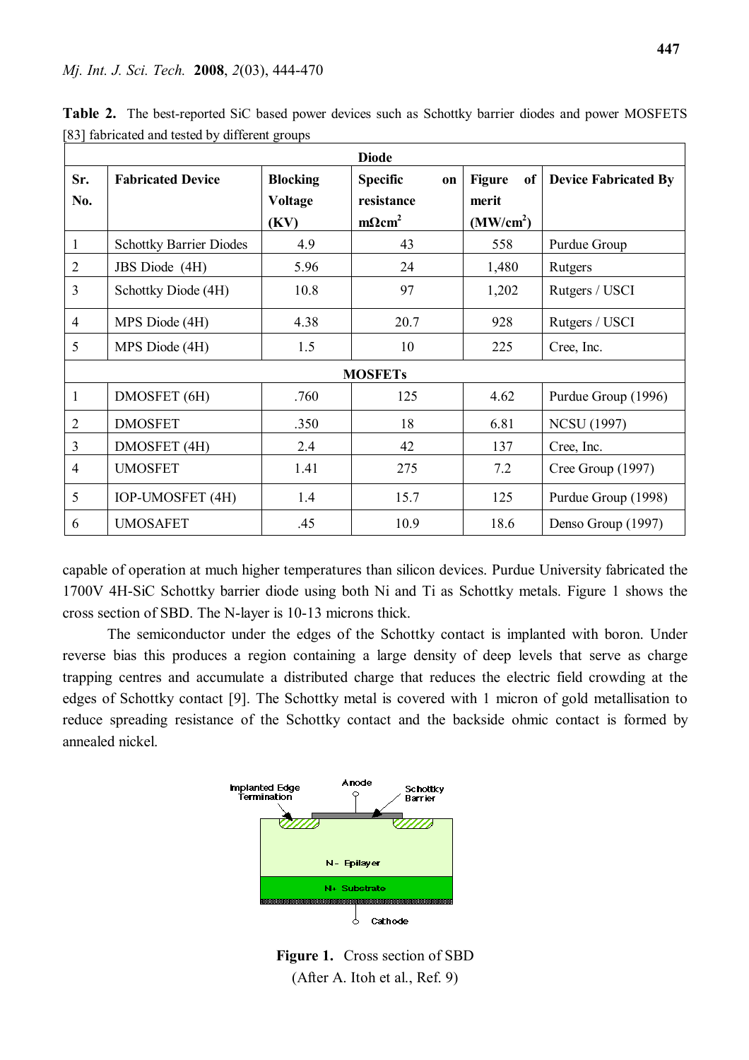**Table 2.** The best-reported SiC based power devices such as Schottky barrier diodes and power MOSFETS [83] fabricated and tested by different groups

| Sr. No. | Fabricated Device | Blocking Voltage (KV) | Specific on resistance $m\Omega cm^2$ | Figure of merit ($MW/cm^2$) | Device Fabricated By |
|---|---|---|---|---|---|
| **Diode** | | | | | |
| 1 | Schottky Barrier Diodes | 4.9 | 43 | 558 | Purdue Group |
| 2 | JBS Diode (4H) | 5.96 | 24 | 1,480 | Rutgers |
| 3 | Schottky Diode (4H) | 10.8 | 97 | 1,202 | Rutgers / USCI |
| 4 | MPS Diode (4H) | 4.38 | 20.7 | 928 | Rutgers / USCI |
| 5 | MPS Diode (4H) | 1.5 | 10 | 225 | Cree, Inc. |
| **MOSFETs** | | | | | |
| 1 | DMOSFET (6H) | .760 | 125 | 4.62 | Purdue Group (1996) |
| 2 | DMOSFET | .350 | 18 | 6.81 | NCSU (1997) |
| 3 | DMOSFET (4H) | 2.4 | 42 | 137 | Cree, Inc. |
| 4 | UMOSFET | 1.41 | 275 | 7.2 | Cree Group (1997) |
| 5 | IOP-UMOSFET (4H) | 1.4 | 15.7 | 125 | Purdue Group (1998) |
| 6 | UMOSAFET | .45 | 10.9 | 18.6 | Denso Group (1997) |

capable of operation at much higher temperatures than silicon devices. Purdue University fabricated the 1700V 4H-SiC Schottky barrier diode using both Ni and Ti as Schottky metals. Figure 1 shows the cross section of SBD. The N-layer is 10-13 microns thick.

The semiconductor under the edges of the Schottky contact is implanted with boron. Under reverse bias this produces a region containing a large density of deep levels that serve as charge trapping centres and accumulate a distributed charge that reduces the electric field crowding at the edges of Schottky contact [9]. The Schottky metal is covered with 1 micron of gold metallisation to reduce spreading resistance of the Schottky contact and the backside ohmic contact is formed by annealed nickel.

Implanted Edge Termination | Anode | Schottky Barrier | N- Epilayer | N+ Substrate | Cathode

**Figure 1.** Cross section of SBD
(After A. Itoh et al., Ref. 9)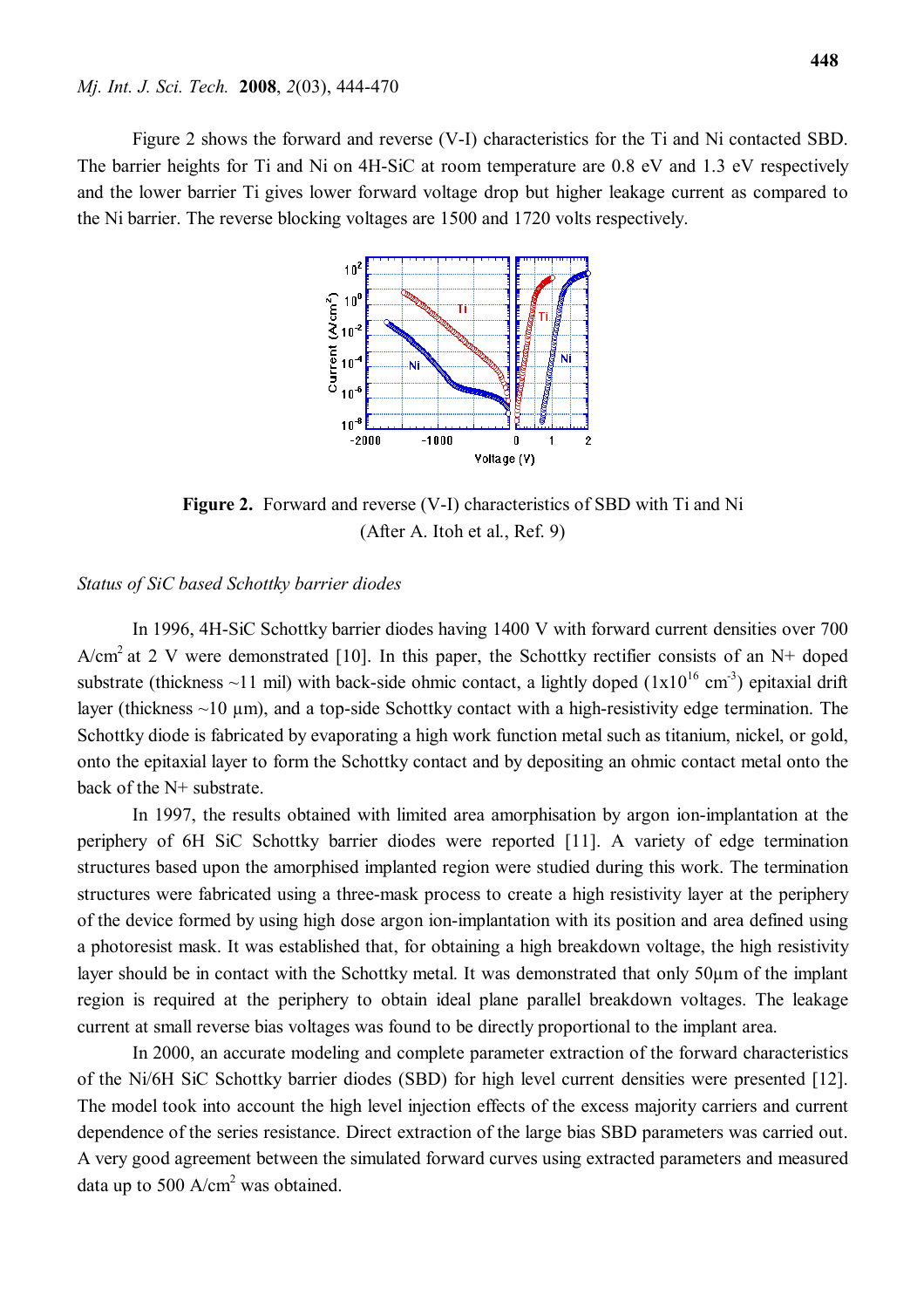Figure 2 shows the forward and reverse (V-I) characteristics for the Ti and Ni contacted SBD. The barrier heights for Ti and Ni on 4H-SiC at room temperature are 0.8 eV and 1.3 eV respectively and the lower barrier Ti gives lower forward voltage drop but higher leakage current as compared to the Ni barrier. The reverse blocking voltages are 1500 and 1720 volts respectively.

**Figure 2.** Forward and reverse (V-I) characteristics of SBD with Ti and Ni (After A. Itoh et al., Ref. 9)

*Status of SiC based Schottky barrier diodes*

In 1996, 4H-SiC Schottky barrier diodes having 1400 V with forward current densities over 700 A/cm$^2$ at 2 V were demonstrated [10]. In this paper, the Schottky rectifier consists of an N+ doped substrate (thickness ~11 mil) with back-side ohmic contact, a lightly doped ($1 \times 10^{16}$ cm$^{-3}$) epitaxial drift layer (thickness ~10 µm), and a top-side Schottky contact with a high-resistivity edge termination. The Schottky diode is fabricated by evaporating a high work function metal such as titanium, nickel, or gold, onto the epitaxial layer to form the Schottky contact and by depositing an ohmic contact metal onto the back of the N+ substrate.

In 1997, the results obtained with limited area amorphisation by argon ion-implantation at the periphery of 6H SiC Schottky barrier diodes were reported [11]. A variety of edge termination structures based upon the amorphised implanted region were studied during this work. The termination structures were fabricated using a three-mask process to create a high resistivity layer at the periphery of the device formed by using high dose argon ion-implantation with its position and area defined using a photoresist mask. It was established that, for obtaining a high breakdown voltage, the high resistivity layer should be in contact with the Schottky metal. It was demonstrated that only 50µm of the implant region is required at the periphery to obtain ideal plane parallel breakdown voltages. The leakage current at small reverse bias voltages was found to be directly proportional to the implant area.

In 2000, an accurate modeling and complete parameter extraction of the forward characteristics of the Ni/6H SiC Schottky barrier diodes (SBD) for high level current densities were presented [12]. The model took into account the high level injection effects of the excess majority carriers and current dependence of the series resistance. Direct extraction of the large bias SBD parameters was carried out. A very good agreement between the simulated forward curves using extracted parameters and measured data up to 500 A/cm$^2$ was obtained.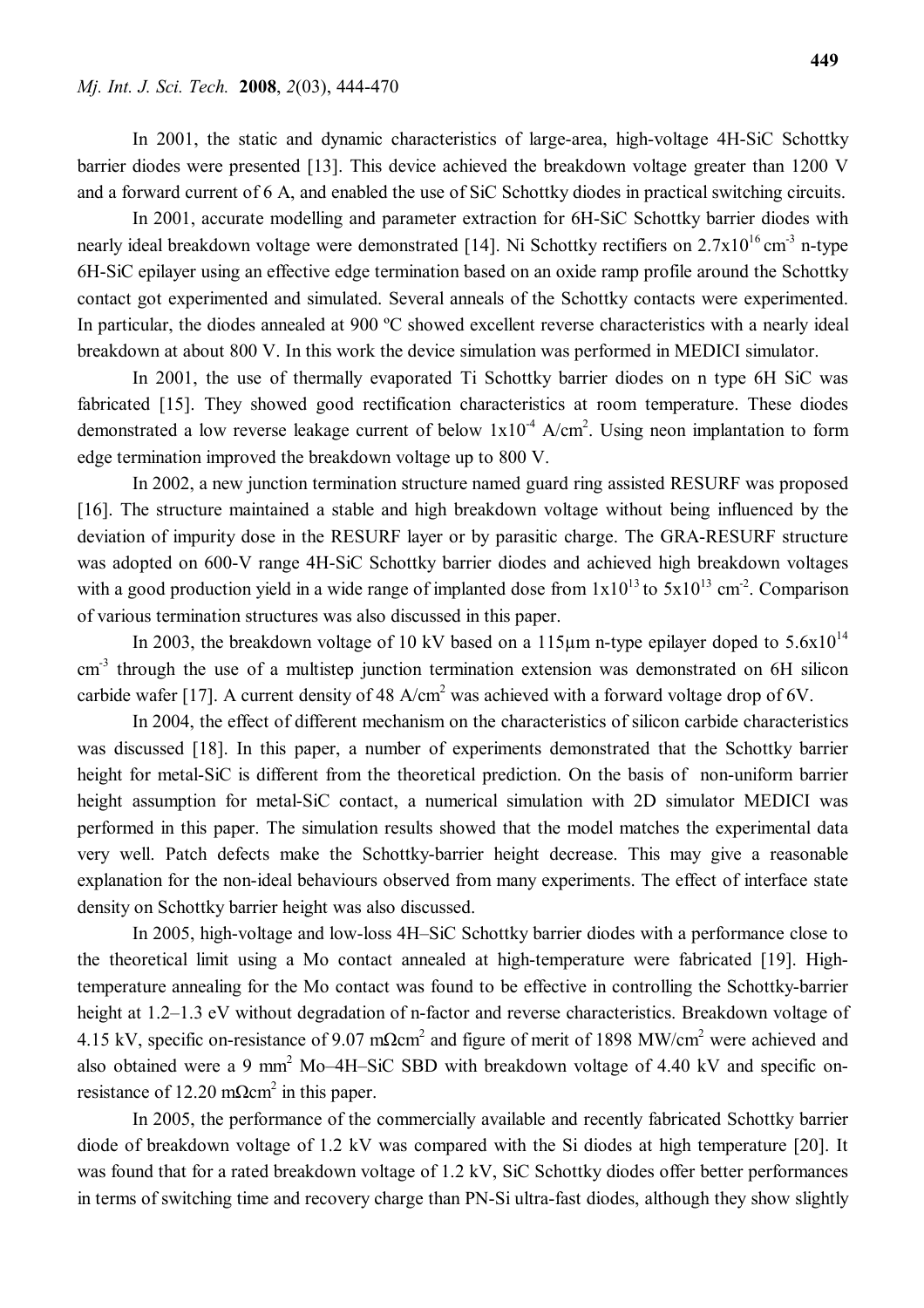In 2001, the static and dynamic characteristics of large-area, high-voltage 4H-SiC Schottky barrier diodes were presented [13]. This device achieved the breakdown voltage greater than 1200 V and a forward current of 6 A, and enabled the use of SiC Schottky diodes in practical switching circuits.

In 2001, accurate modelling and parameter extraction for 6H-SiC Schottky barrier diodes with nearly ideal breakdown voltage were demonstrated [14]. Ni Schottky rectifiers on $2.7\times10^{16}$ $cm^{-3}$ n-type 6H-SiC epilayer using an effective edge termination based on an oxide ramp profile around the Schottky contact got experimented and simulated. Several anneals of the Schottky contacts were experimented. In particular, the diodes annealed at 900 ºC showed excellent reverse characteristics with a nearly ideal breakdown at about 800 V. In this work the device simulation was performed in MEDICI simulator.

In 2001, the use of thermally evaporated Ti Schottky barrier diodes on n type 6H SiC was fabricated [15]. They showed good rectification characteristics at room temperature. These diodes demonstrated a low reverse leakage current of below $1\times10^{-4}$ $A/cm^2$. Using neon implantation to form edge termination improved the breakdown voltage up to 800 V.

In 2002, a new junction termination structure named guard ring assisted RESURF was proposed [16]. The structure maintained a stable and high breakdown voltage without being influenced by the deviation of impurity dose in the RESURF layer or by parasitic charge. The GRA-RESURF structure was adopted on 600-V range 4H-SiC Schottky barrier diodes and achieved high breakdown voltages with a good production yield in a wide range of implanted dose from $1\times10^{13}$ to $5\times10^{13}$ $cm^{-2}$. Comparison of various termination structures was also discussed in this paper.

In 2003, the breakdown voltage of 10 kV based on a 115µm n-type epilayer doped to $5.6\times10^{14}$ $cm^{-3}$ through the use of a multistep junction termination extension was demonstrated on 6H silicon carbide wafer [17]. A current density of 48 $A/cm^2$ was achieved with a forward voltage drop of 6V.

In 2004, the effect of different mechanism on the characteristics of silicon carbide characteristics was discussed [18]. In this paper, a number of experiments demonstrated that the Schottky barrier height for metal-SiC is different from the theoretical prediction. On the basis of non-uniform barrier height assumption for metal-SiC contact, a numerical simulation with 2D simulator MEDICI was performed in this paper. The simulation results showed that the model matches the experimental data very well. Patch defects make the Schottky-barrier height decrease. This may give a reasonable explanation for the non-ideal behaviours observed from many experiments. The effect of interface state density on Schottky barrier height was also discussed.

In 2005, high-voltage and low-loss 4H–SiC Schottky barrier diodes with a performance close to the theoretical limit using a Mo contact annealed at high-temperature were fabricated [19]. High-temperature annealing for the Mo contact was found to be effective in controlling the Schottky-barrier height at 1.2–1.3 eV without degradation of n-factor and reverse characteristics. Breakdown voltage of 4.15 kV, specific on-resistance of 9.07 $m\Omega cm^2$ and figure of merit of 1898 $MW/cm^2$ were achieved and also obtained were a 9 $mm^2$ Mo–4H–SiC SBD with breakdown voltage of 4.40 kV and specific on-resistance of 12.20 $m\Omega cm^2$ in this paper.

In 2005, the performance of the commercially available and recently fabricated Schottky barrier diode of breakdown voltage of 1.2 kV was compared with the Si diodes at high temperature [20]. It was found that for a rated breakdown voltage of 1.2 kV, SiC Schottky diodes offer better performances in terms of switching time and recovery charge than PN-Si ultra-fast diodes, although they show slightly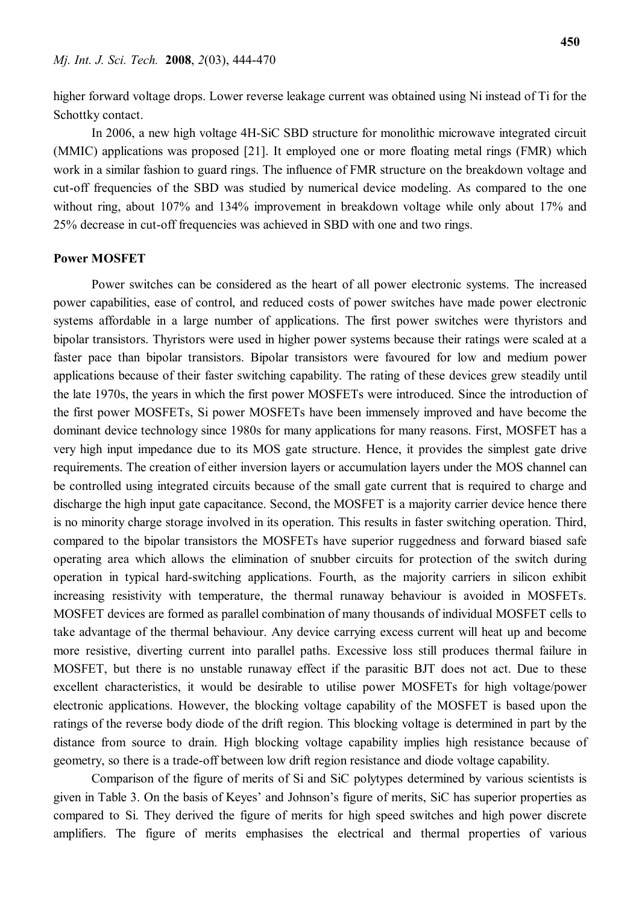higher forward voltage drops. Lower reverse leakage current was obtained using Ni instead of Ti for the Schottky contact.

In 2006, a new high voltage 4H-SiC SBD structure for monolithic microwave integrated circuit (MMIC) applications was proposed [21]. It employed one or more floating metal rings (FMR) which work in a similar fashion to guard rings. The influence of FMR structure on the breakdown voltage and cut-off frequencies of the SBD was studied by numerical device modeling. As compared to the one without ring, about 107% and 134% improvement in breakdown voltage while only about 17% and 25% decrease in cut-off frequencies was achieved in SBD with one and two rings.

**Power MOSFET**

Power switches can be considered as the heart of all power electronic systems. The increased power capabilities, ease of control, and reduced costs of power switches have made power electronic systems affordable in a large number of applications. The first power switches were thyristors and bipolar transistors. Thyristors were used in higher power systems because their ratings were scaled at a faster pace than bipolar transistors. Bipolar transistors were favoured for low and medium power applications because of their faster switching capability. The rating of these devices grew steadily until the late 1970s, the years in which the first power MOSFETs were introduced. Since the introduction of the first power MOSFETs, Si power MOSFETs have been immensely improved and have become the dominant device technology since 1980s for many applications for many reasons. First, MOSFET has a very high input impedance due to its MOS gate structure. Hence, it provides the simplest gate drive requirements. The creation of either inversion layers or accumulation layers under the MOS channel can be controlled using integrated circuits because of the small gate current that is required to charge and discharge the high input gate capacitance. Second, the MOSFET is a majority carrier device hence there is no minority charge storage involved in its operation. This results in faster switching operation. Third, compared to the bipolar transistors the MOSFETs have superior ruggedness and forward biased safe operating area which allows the elimination of snubber circuits for protection of the switch during operation in typical hard-switching applications. Fourth, as the majority carriers in silicon exhibit increasing resistivity with temperature, the thermal runaway behaviour is avoided in MOSFETs. MOSFET devices are formed as parallel combination of many thousands of individual MOSFET cells to take advantage of the thermal behaviour. Any device carrying excess current will heat up and become more resistive, diverting current into parallel paths. Excessive loss still produces thermal failure in MOSFET, but there is no unstable runaway effect if the parasitic BJT does not act. Due to these excellent characteristics, it would be desirable to utilise power MOSFETs for high voltage/power electronic applications. However, the blocking voltage capability of the MOSFET is based upon the ratings of the reverse body diode of the drift region. This blocking voltage is determined in part by the distance from source to drain. High blocking voltage capability implies high resistance because of geometry, so there is a trade-off between low drift region resistance and diode voltage capability.

Comparison of the figure of merits of Si and SiC polytypes determined by various scientists is given in Table 3. On the basis of Keyes' and Johnson's figure of merits, SiC has superior properties as compared to Si. They derived the figure of merits for high speed switches and high power discrete amplifiers. The figure of merits emphasises the electrical and thermal properties of various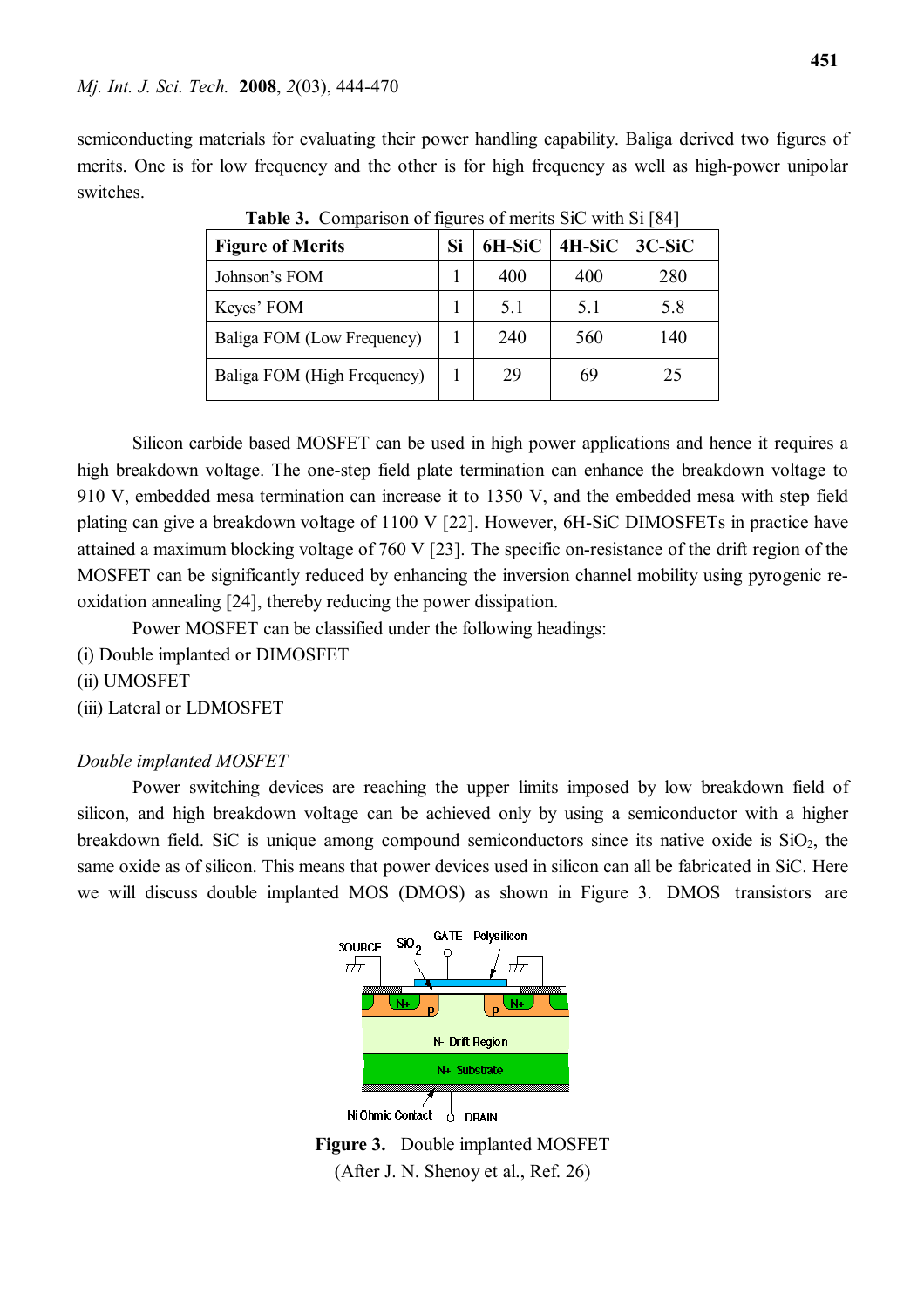semiconducting materials for evaluating their power handling capability. Baliga derived two figures of merits. One is for low frequency and the other is for high frequency as well as high-power unipolar switches.

**Table 3.** Comparison of figures of merits SiC with Si [84]

| Figure of Merits | Si | 6H-SiC | 4H-SiC | 3C-SiC |
|---|---|---|---|---|
| Johnson's FOM | 1 | 400 | 400 | 280 |
| Keyes' FOM | 1 | 5.1 | 5.1 | 5.8 |
| Baliga FOM (Low Frequency) | 1 | 240 | 560 | 140 |
| Baliga FOM (High Frequency) | 1 | 29 | 69 | 25 |

Silicon carbide based MOSFET can be used in high power applications and hence it requires a high breakdown voltage. The one-step field plate termination can enhance the breakdown voltage to 910 V, embedded mesa termination can increase it to 1350 V, and the embedded mesa with step field plating can give a breakdown voltage of 1100 V [22]. However, 6H-SiC DIMOSFETs in practice have attained a maximum blocking voltage of 760 V [23]. The specific on-resistance of the drift region of the MOSFET can be significantly reduced by enhancing the inversion channel mobility using pyrogenic re-oxidation annealing [24], thereby reducing the power dissipation.

Power MOSFET can be classified under the following headings:

(i) Double implanted or DIMOSFET
(ii) UMOSFET
(iii) Lateral or LDMOSFET

*Double implanted MOSFET*

Power switching devices are reaching the upper limits imposed by low breakdown field of silicon, and high breakdown voltage can be achieved only by using a semiconductor with a higher breakdown field. SiC is unique among compound semiconductors since its native oxide is $SiO_2$, the same oxide as of silicon. This means that power devices used in silicon can all be fabricated in SiC. Here we will discuss double implanted MOS (DMOS) as shown in Figure 3. DMOS transistors are

**Figure 3.** Double implanted MOSFET
(After J. N. Shenoy et al., Ref. 26)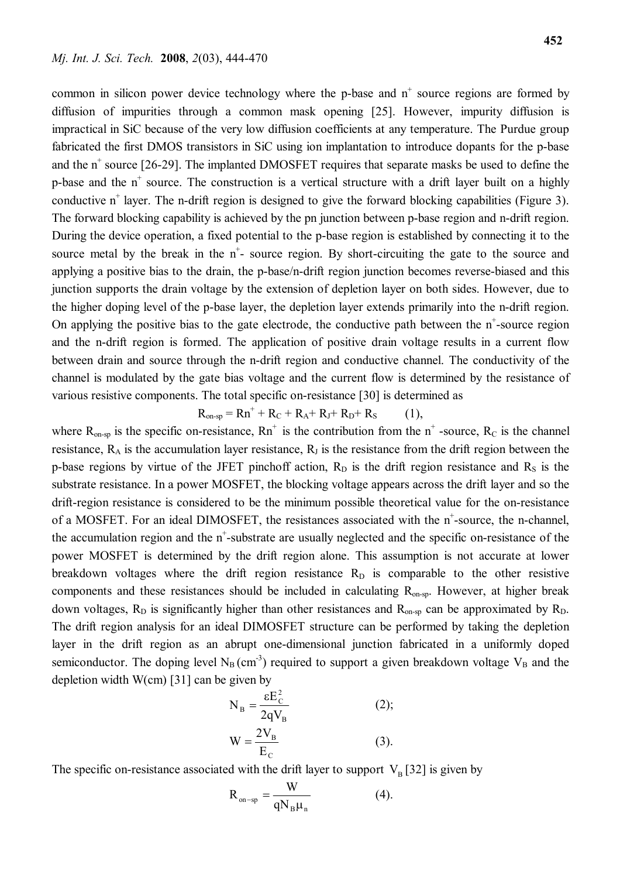common in silicon power device technology where the p-base and $n^+$ source regions are formed by diffusion of impurities through a common mask opening [25]. However, impurity diffusion is impractical in SiC because of the very low diffusion coefficients at any temperature. The Purdue group fabricated the first DMOS transistors in SiC using ion implantation to introduce dopants for the p-base and the $n^+$ source [26-29]. The implanted DMOSFET requires that separate masks be used to define the p-base and the $n^+$ source. The construction is a vertical structure with a drift layer built on a highly conductive $n^+$ layer. The n-drift region is designed to give the forward blocking capabilities (Figure 3). The forward blocking capability is achieved by the pn junction between p-base region and n-drift region. During the device operation, a fixed potential to the p-base region is established by connecting it to the source metal by the break in the $n^+$- source region. By short-circuiting the gate to the source and applying a positive bias to the drain, the p-base/n-drift region junction becomes reverse-biased and this junction supports the drain voltage by the extension of depletion layer on both sides. However, due to the higher doping level of the p-base layer, the depletion layer extends primarily into the n-drift region. On applying the positive bias to the gate electrode, the conductive path between the $n^+$-source region and the n-drift region is formed. The application of positive drain voltage results in a current flow between drain and source through the n-drift region and conductive channel. The conductivity of the channel is modulated by the gate bias voltage and the current flow is determined by the resistance of various resistive components. The total specific on-resistance [30] is determined as

$$R_{on\text{-}sp} = Rn^+ + R_C + R_A + R_J + R_D + R_S \qquad (1),$$

where $R_{on\text{-}sp}$ is the specific on-resistance, $Rn^+$ is the contribution from the $n^+$ -source, $R_C$ is the channel resistance, $R_A$ is the accumulation layer resistance, $R_J$ is the resistance from the drift region between the p-base regions by virtue of the JFET pinchoff action, $R_D$ is the drift region resistance and $R_S$ is the substrate resistance. In a power MOSFET, the blocking voltage appears across the drift layer and so the drift-region resistance is considered to be the minimum possible theoretical value for the on-resistance of a MOSFET. For an ideal DIMOSFET, the resistances associated with the $n^+$-source, the n-channel, the accumulation region and the $n^+$-substrate are usually neglected and the specific on-resistance of the power MOSFET is determined by the drift region alone. This assumption is not accurate at lower breakdown voltages where the drift region resistance $R_D$ is comparable to the other resistive components and these resistances should be included in calculating $R_{on\text{-}sp}$. However, at higher break down voltages, $R_D$ is significantly higher than other resistances and $R_{on\text{-}sp}$ can be approximated by $R_D$. The drift region analysis for an ideal DIMOSFET structure can be performed by taking the depletion layer in the drift region as an abrupt one-dimensional junction fabricated in a uniformly doped semiconductor. The doping level $N_B$ ($cm^{-3}$) required to support a given breakdown voltage $V_B$ and the depletion width W(cm) [31] can be given by

$$N_B = \frac{\varepsilon E_C^2}{2qV_B} \qquad (2);$$

$$W = \frac{2V_B}{E_C} \qquad (3).$$

The specific on-resistance associated with the drift layer to support $V_B$ [32] is given by

$$R_{on-sp} = \frac{W}{qN_B\mu_n} \qquad (4).$$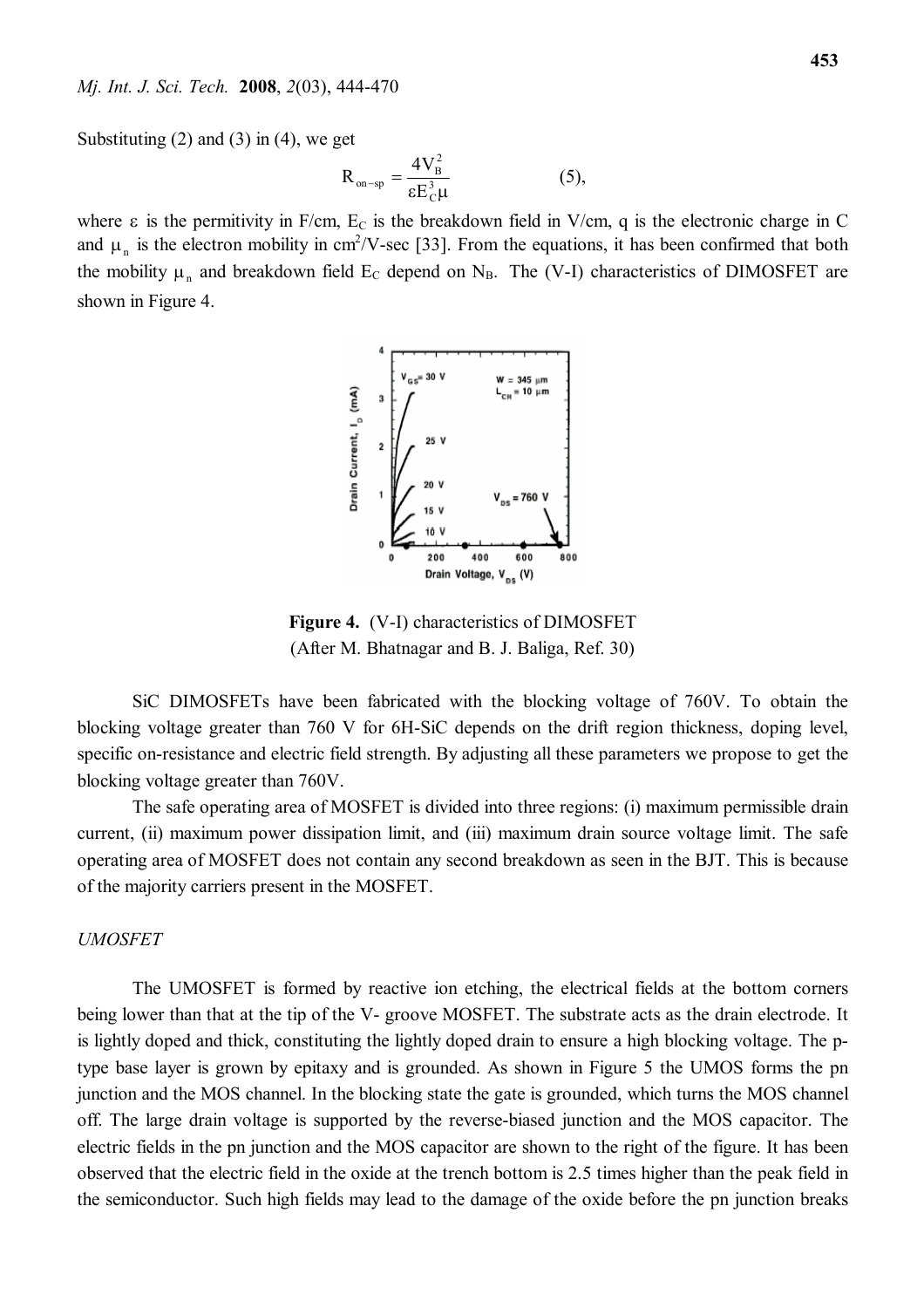Substituting (2) and (3) in (4), we get

$$R_{on-sp} = \frac{4V_B^2}{\varepsilon E_C^3 \mu} \qquad (5),$$

where $\varepsilon$ is the permitivity in F/cm, $E_C$ is the breakdown field in V/cm, q is the electronic charge in C and $\mu_n$ is the electron mobility in $cm^2/V$-sec [33]. From the equations, it has been confirmed that both the mobility $\mu_n$ and breakdown field $E_C$ depend on $N_B$. The (V-I) characteristics of DIMOSFET are shown in Figure 4.

**Figure 4.** (V-I) characteristics of DIMOSFET
(After M. Bhatnagar and B. J. Baliga, Ref. 30)

SiC DIMOSFETs have been fabricated with the blocking voltage of 760V. To obtain the blocking voltage greater than 760 V for 6H-SiC depends on the drift region thickness, doping level, specific on-resistance and electric field strength. By adjusting all these parameters we propose to get the blocking voltage greater than 760V.

The safe operating area of MOSFET is divided into three regions: (i) maximum permissible drain current, (ii) maximum power dissipation limit, and (iii) maximum drain source voltage limit. The safe operating area of MOSFET does not contain any second breakdown as seen in the BJT. This is because of the majority carriers present in the MOSFET.

*UMOSFET*

The UMOSFET is formed by reactive ion etching, the electrical fields at the bottom corners being lower than that at the tip of the V- groove MOSFET. The substrate acts as the drain electrode. It is lightly doped and thick, constituting the lightly doped drain to ensure a high blocking voltage. The p-type base layer is grown by epitaxy and is grounded. As shown in Figure 5 the UMOS forms the pn junction and the MOS channel. In the blocking state the gate is grounded, which turns the MOS channel off. The large drain voltage is supported by the reverse-biased junction and the MOS capacitor. The electric fields in the pn junction and the MOS capacitor are shown to the right of the figure. It has been observed that the electric field in the oxide at the trench bottom is 2.5 times higher than the peak field in the semiconductor. Such high fields may lead to the damage of the oxide before the pn junction breaks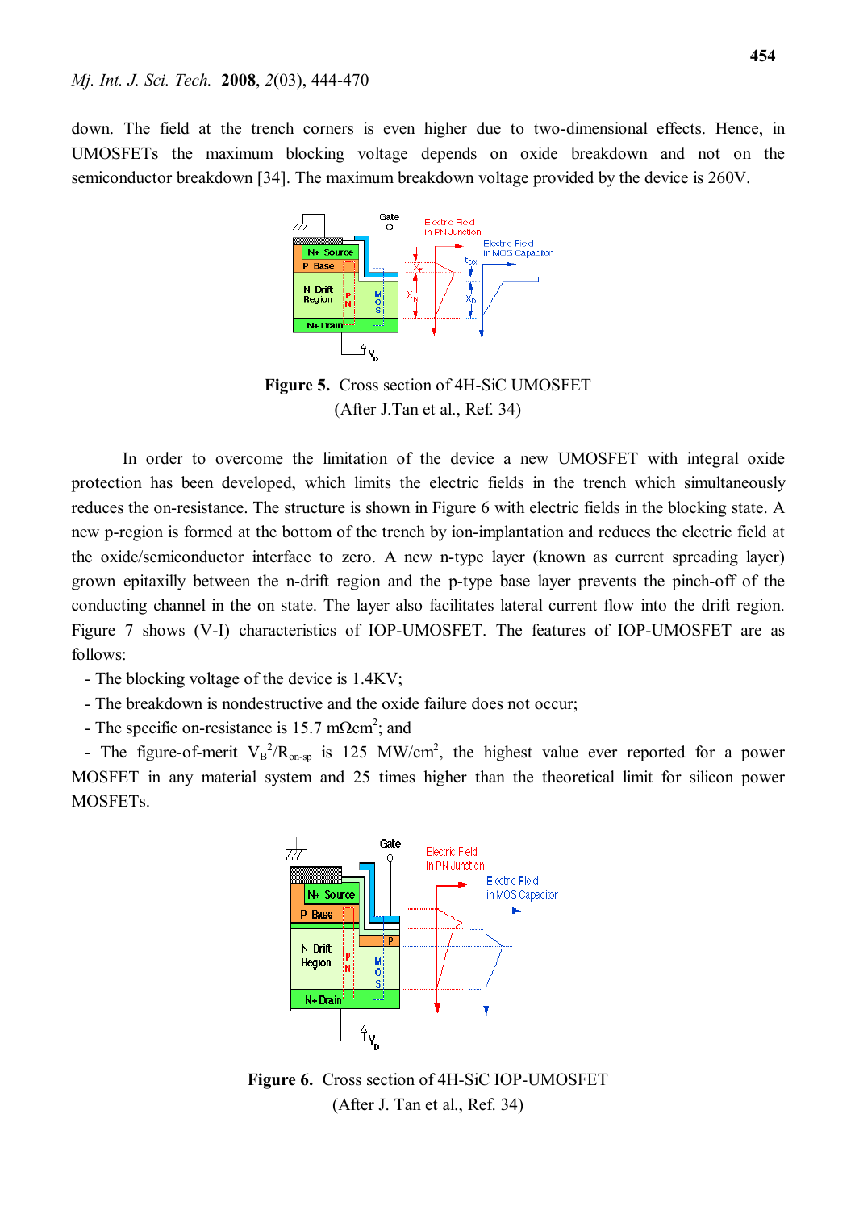down. The field at the trench corners is even higher due to two-dimensional effects. Hence, in UMOSFETs the maximum blocking voltage depends on oxide breakdown and not on the semiconductor breakdown [34]. The maximum breakdown voltage provided by the device is 260V.

**Figure 5.** Cross section of 4H-SiC UMOSFET
(After J.Tan et al., Ref. 34)

In order to overcome the limitation of the device a new UMOSFET with integral oxide protection has been developed, which limits the electric fields in the trench which simultaneously reduces the on-resistance. The structure is shown in Figure 6 with electric fields in the blocking state. A new p-region is formed at the bottom of the trench by ion-implantation and reduces the electric field at the oxide/semiconductor interface to zero. A new n-type layer (known as current spreading layer) grown epitaxilly between the n-drift region and the p-type base layer prevents the pinch-off of the conducting channel in the on state. The layer also facilitates lateral current flow into the drift region. Figure 7 shows (V-I) characteristics of IOP-UMOSFET. The features of IOP-UMOSFET are as follows:

- The blocking voltage of the device is 1.4KV;
- The breakdown is nondestructive and the oxide failure does not occur;
- The specific on-resistance is 15.7 mΩcm$^2$; and
- The figure-of-merit $V_B^2/R_{on\text{-}sp}$ is 125 MW/cm$^2$, the highest value ever reported for a power MOSFET in any material system and 25 times higher than the theoretical limit for silicon power MOSFETs.

**Figure 6.** Cross section of 4H-SiC IOP-UMOSFET
(After J. Tan et al., Ref. 34)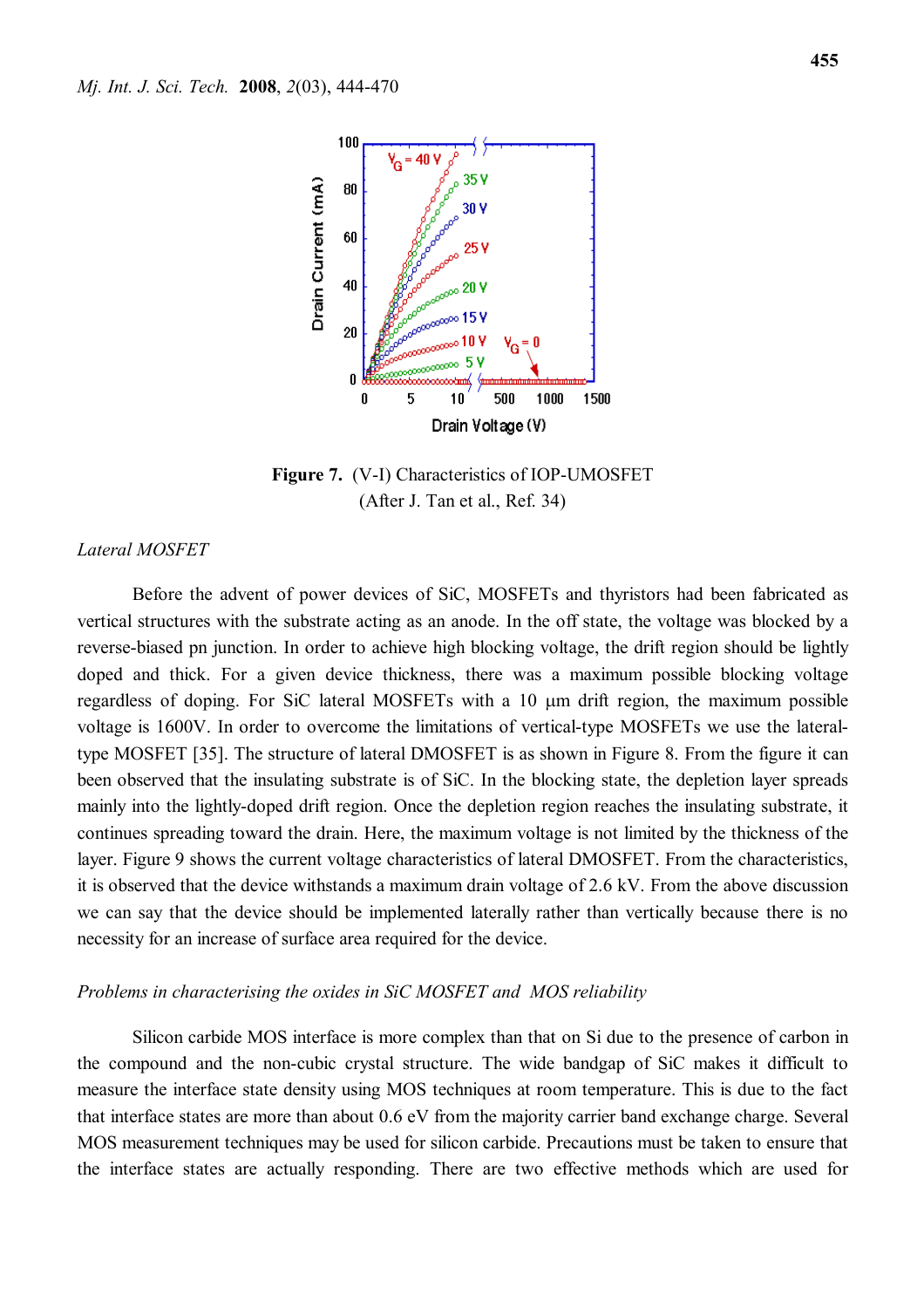**Figure 7.** (V-I) Characteristics of IOP-UMOSFET (After J. Tan et al., Ref. 34)

*Lateral MOSFET*

Before the advent of power devices of SiC, MOSFETs and thyristors had been fabricated as vertical structures with the substrate acting as an anode. In the off state, the voltage was blocked by a reverse-biased pn junction. In order to achieve high blocking voltage, the drift region should be lightly doped and thick. For a given device thickness, there was a maximum possible blocking voltage regardless of doping. For SiC lateral MOSFETs with a 10 µm drift region, the maximum possible voltage is 1600V. In order to overcome the limitations of vertical-type MOSFETs we use the lateral-type MOSFET [35]. The structure of lateral DMOSFET is as shown in Figure 8. From the figure it can been observed that the insulating substrate is of SiC. In the blocking state, the depletion layer spreads mainly into the lightly-doped drift region. Once the depletion region reaches the insulating substrate, it continues spreading toward the drain. Here, the maximum voltage is not limited by the thickness of the layer. Figure 9 shows the current voltage characteristics of lateral DMOSFET. From the characteristics, it is observed that the device withstands a maximum drain voltage of 2.6 kV. From the above discussion we can say that the device should be implemented laterally rather than vertically because there is no necessity for an increase of surface area required for the device.

*Problems in characterising the oxides in SiC MOSFET and MOS reliability*

Silicon carbide MOS interface is more complex than that on Si due to the presence of carbon in the compound and the non-cubic crystal structure. The wide bandgap of SiC makes it difficult to measure the interface state density using MOS techniques at room temperature. This is due to the fact that interface states are more than about 0.6 eV from the majority carrier band exchange charge. Several MOS measurement techniques may be used for silicon carbide. Precautions must be taken to ensure that the interface states are actually responding. There are two effective methods which are used for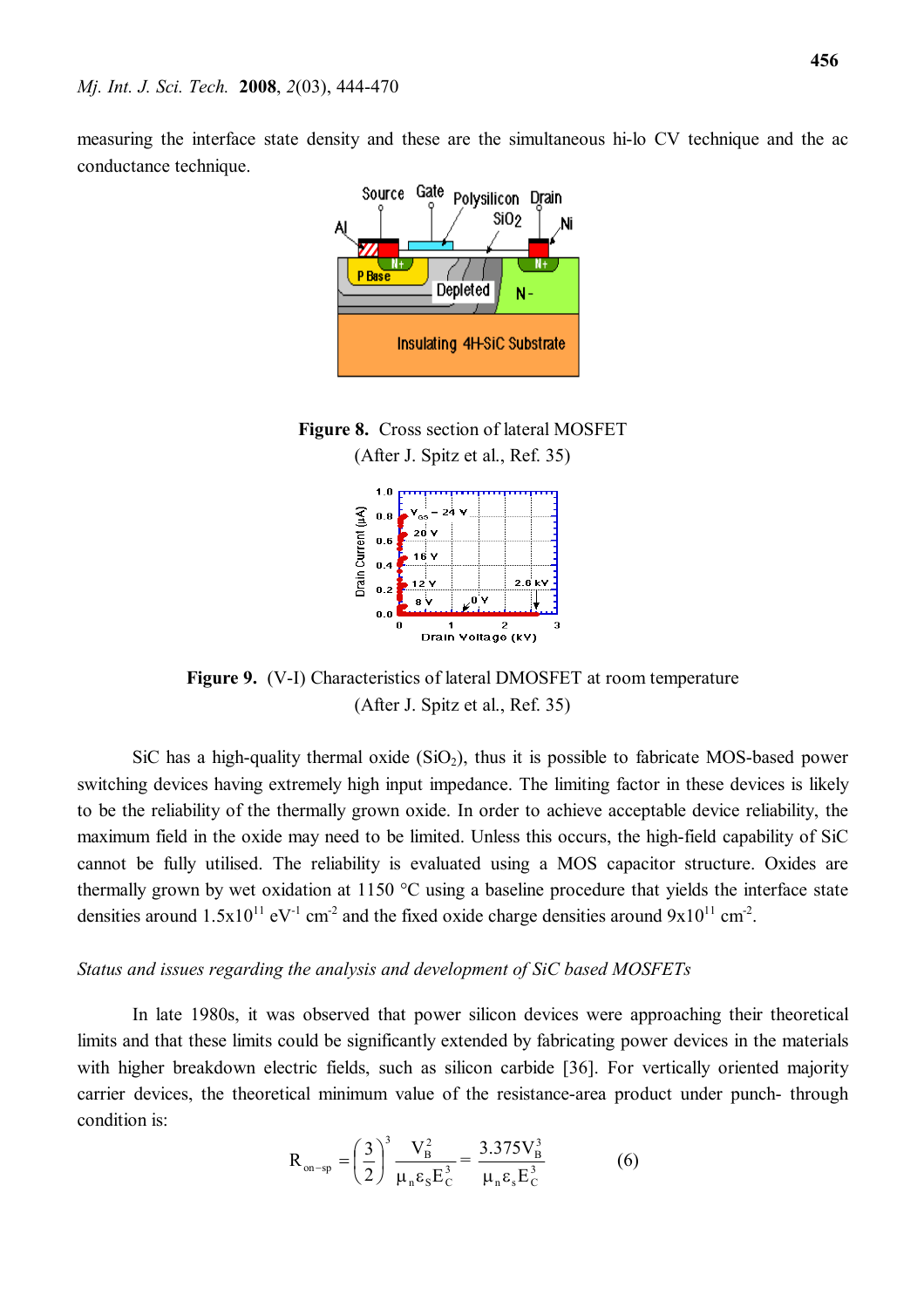measuring the interface state density and these are the simultaneous hi-lo CV technique and the ac conductance technique.

**Figure 8.** Cross section of lateral MOSFET
(After J. Spitz et al., Ref. 35)

**Figure 9.** (V-I) Characteristics of lateral DMOSFET at room temperature
(After J. Spitz et al., Ref. 35)

SiC has a high-quality thermal oxide ($SiO_2$), thus it is possible to fabricate MOS-based power switching devices having extremely high input impedance. The limiting factor in these devices is likely to be the reliability of the thermally grown oxide. In order to achieve acceptable device reliability, the maximum field in the oxide may need to be limited. Unless this occurs, the high-field capability of SiC cannot be fully utilised. The reliability is evaluated using a MOS capacitor structure. Oxides are thermally grown by wet oxidation at 1150 °C using a baseline procedure that yields the interface state densities around $1.5\times10^{11}$ $eV^{-1}$ $cm^{-2}$ and the fixed oxide charge densities around $9\times10^{11}$ $cm^{-2}$.

*Status and issues regarding the analysis and development of SiC based MOSFETs*

In late 1980s, it was observed that power silicon devices were approaching their theoretical limits and that these limits could be significantly extended by fabricating power devices in the materials with higher breakdown electric fields, such as silicon carbide [36]. For vertically oriented majority carrier devices, the theoretical minimum value of the resistance-area product under punch- through condition is:

$$R_{on-sp} = \left(\frac{3}{2}\right)^3 \frac{V_B^2}{\mu_n \varepsilon_S E_C^3} = \frac{3.375 V_B^3}{\mu_n \varepsilon_s E_C^3} \qquad (6)$$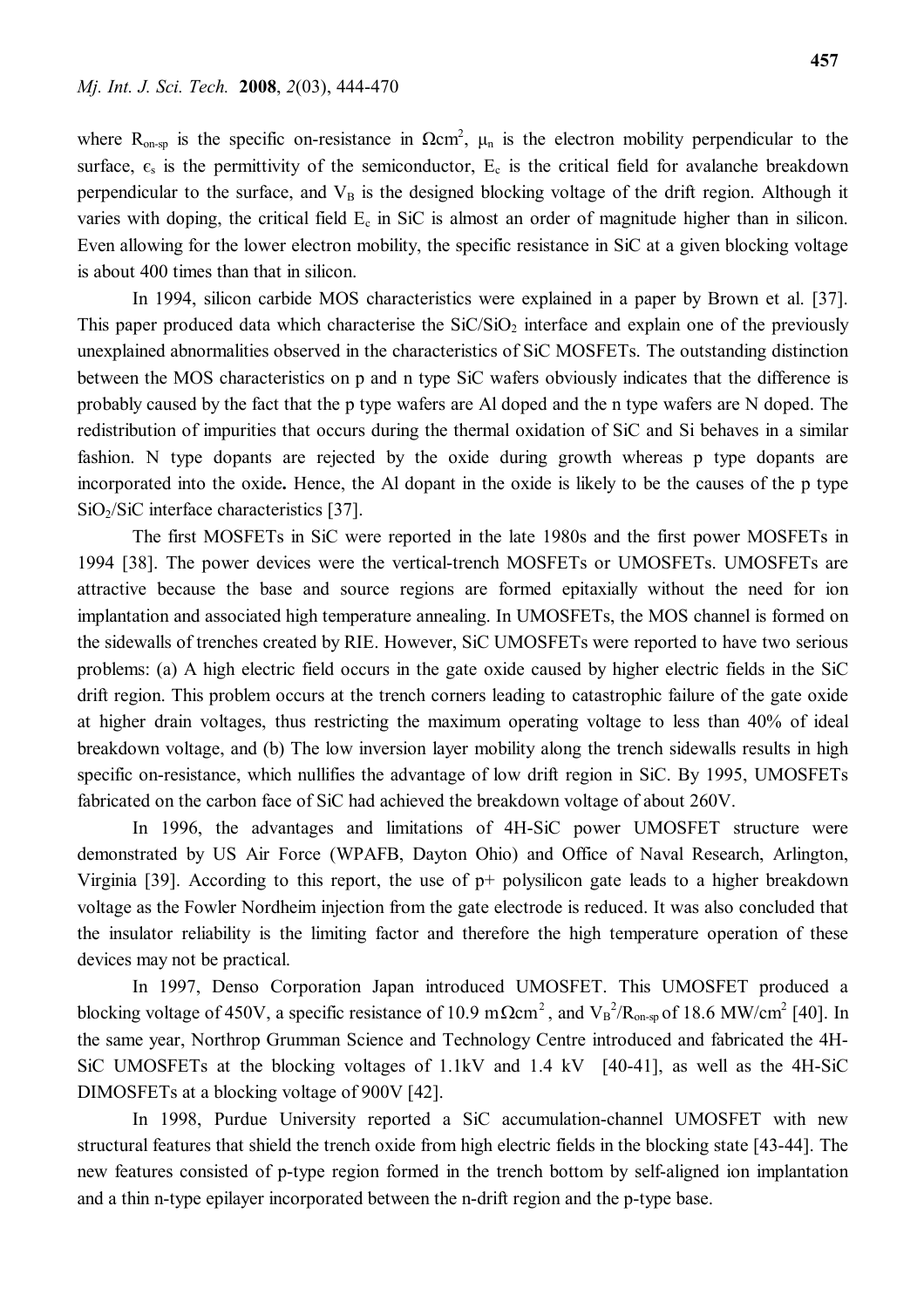where $R_{on\text{-}sp}$ is the specific on-resistance in $\Omega cm^2$, $\mu_n$ is the electron mobility perpendicular to the surface, $\epsilon_s$ is the permittivity of the semiconductor, $E_c$ is the critical field for avalanche breakdown perpendicular to the surface, and $V_B$ is the designed blocking voltage of the drift region. Although it varies with doping, the critical field $E_c$ in SiC is almost an order of magnitude higher than in silicon. Even allowing for the lower electron mobility, the specific resistance in SiC at a given blocking voltage is about 400 times than that in silicon.

In 1994, silicon carbide MOS characteristics were explained in a paper by Brown et al. [37]. This paper produced data which characterise the $SiC/SiO_2$ interface and explain one of the previously unexplained abnormalities observed in the characteristics of SiC MOSFETs. The outstanding distinction between the MOS characteristics on p and n type SiC wafers obviously indicates that the difference is probably caused by the fact that the p type wafers are Al doped and the n type wafers are N doped. The redistribution of impurities that occurs during the thermal oxidation of SiC and Si behaves in a similar fashion. N type dopants are rejected by the oxide during growth whereas p type dopants are incorporated into the oxide**.** Hence, the Al dopant in the oxide is likely to be the causes of the p type $SiO_2$/SiC interface characteristics [37].

The first MOSFETs in SiC were reported in the late 1980s and the first power MOSFETs in 1994 [38]. The power devices were the vertical-trench MOSFETs or UMOSFETs. UMOSFETs are attractive because the base and source regions are formed epitaxially without the need for ion implantation and associated high temperature annealing. In UMOSFETs, the MOS channel is formed on the sidewalls of trenches created by RIE. However, SiC UMOSFETs were reported to have two serious problems: (a) A high electric field occurs in the gate oxide caused by higher electric fields in the SiC drift region. This problem occurs at the trench corners leading to catastrophic failure of the gate oxide at higher drain voltages, thus restricting the maximum operating voltage to less than 40% of ideal breakdown voltage, and (b) The low inversion layer mobility along the trench sidewalls results in high specific on-resistance, which nullifies the advantage of low drift region in SiC. By 1995, UMOSFETs fabricated on the carbon face of SiC had achieved the breakdown voltage of about 260V.

In 1996, the advantages and limitations of 4H-SiC power UMOSFET structure were demonstrated by US Air Force (WPAFB, Dayton Ohio) and Office of Naval Research, Arlington, Virginia [39]. According to this report, the use of p+ polysilicon gate leads to a higher breakdown voltage as the Fowler Nordheim injection from the gate electrode is reduced. It was also concluded that the insulator reliability is the limiting factor and therefore the high temperature operation of these devices may not be practical.

In 1997, Denso Corporation Japan introduced UMOSFET. This UMOSFET produced a blocking voltage of 450V, a specific resistance of 10.9 $m\Omega cm^2$, and $V_B^2/R_{on\text{-}sp}$ of 18.6 $MW/cm^2$ [40]. In the same year, Northrop Grumman Science and Technology Centre introduced and fabricated the 4H-SiC UMOSFETs at the blocking voltages of 1.1kV and 1.4 kV [40-41], as well as the 4H-SiC DIMOSFETs at a blocking voltage of 900V [42].

In 1998, Purdue University reported a SiC accumulation-channel UMOSFET with new structural features that shield the trench oxide from high electric fields in the blocking state [43-44]. The new features consisted of p-type region formed in the trench bottom by self-aligned ion implantation and a thin n-type epilayer incorporated between the n-drift region and the p-type base.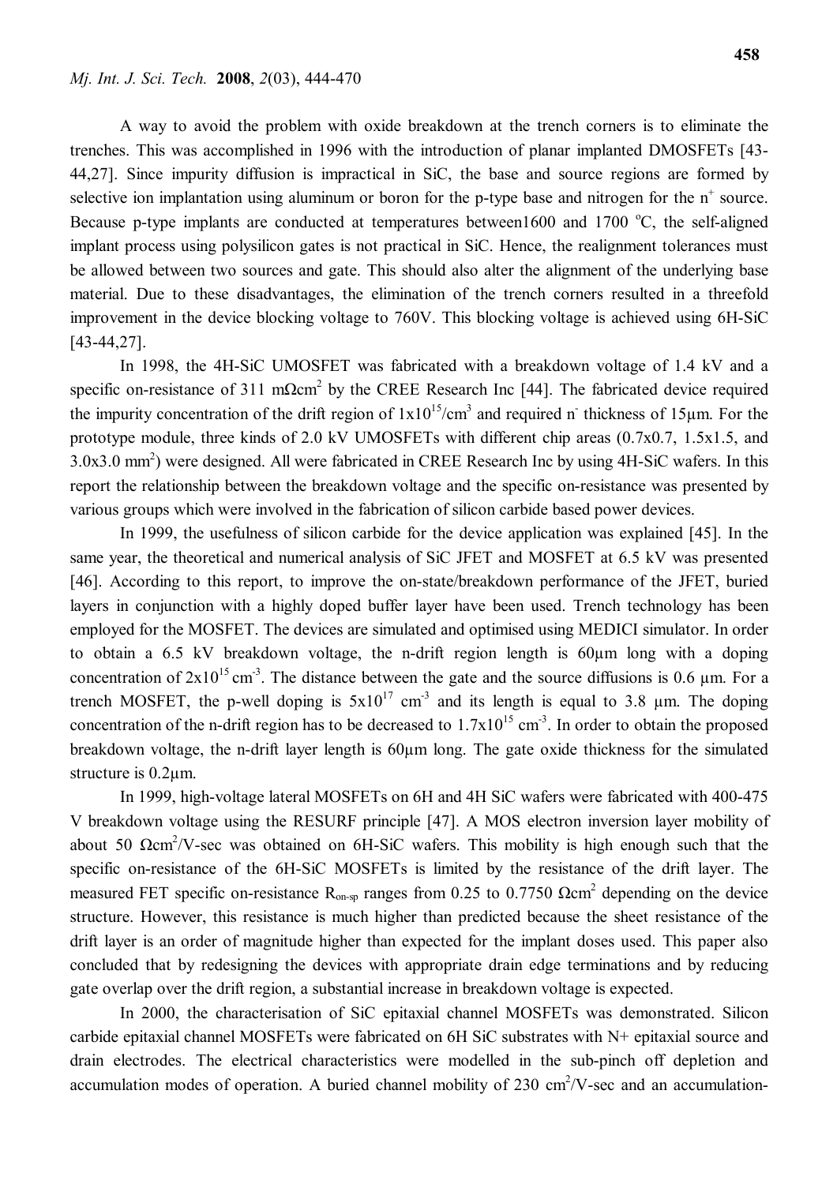A way to avoid the problem with oxide breakdown at the trench corners is to eliminate the trenches. This was accomplished in 1996 with the introduction of planar implanted DMOSFETs [43-44,27]. Since impurity diffusion is impractical in SiC, the base and source regions are formed by selective ion implantation using aluminum or boron for the p-type base and nitrogen for the $n^+$ source. Because p-type implants are conducted at temperatures between1600 and 1700 °C, the self-aligned implant process using polysilicon gates is not practical in SiC. Hence, the realignment tolerances must be allowed between two sources and gate. This should also alter the alignment of the underlying base material. Due to these disadvantages, the elimination of the trench corners resulted in a threefold improvement in the device blocking voltage to 760V. This blocking voltage is achieved using 6H-SiC [43-44,27].

In 1998, the 4H-SiC UMOSFET was fabricated with a breakdown voltage of 1.4 kV and a specific on-resistance of 311 m$\Omega$cm$^2$ by the CREE Research Inc [44]. The fabricated device required the impurity concentration of the drift region of $1\text{x}10^{15}$/cm$^3$ and required $n^-$ thickness of 15µm. For the prototype module, three kinds of 2.0 kV UMOSFETs with different chip areas (0.7x0.7, 1.5x1.5, and 3.0x3.0 mm$^2$) were designed. All were fabricated in CREE Research Inc by using 4H-SiC wafers. In this report the relationship between the breakdown voltage and the specific on-resistance was presented by various groups which were involved in the fabrication of silicon carbide based power devices.

In 1999, the usefulness of silicon carbide for the device application was explained [45]. In the same year, the theoretical and numerical analysis of SiC JFET and MOSFET at 6.5 kV was presented [46]. According to this report, to improve the on-state/breakdown performance of the JFET, buried layers in conjunction with a highly doped buffer layer have been used. Trench technology has been employed for the MOSFET. The devices are simulated and optimised using MEDICI simulator. In order to obtain a 6.5 kV breakdown voltage, the n-drift region length is 60µm long with a doping concentration of $2\text{x}10^{15}$ cm$^{-3}$. The distance between the gate and the source diffusions is 0.6 µm. For a trench MOSFET, the p-well doping is $5\text{x}10^{17}$ cm$^{-3}$ and its length is equal to 3.8 µm. The doping concentration of the n-drift region has to be decreased to $1.7\text{x}10^{15}$ cm$^{-3}$. In order to obtain the proposed breakdown voltage, the n-drift layer length is 60µm long. The gate oxide thickness for the simulated structure is 0.2µm.

In 1999, high-voltage lateral MOSFETs on 6H and 4H SiC wafers were fabricated with 400-475 V breakdown voltage using the RESURF principle [47]. A MOS electron inversion layer mobility of about 50 $\Omega$cm$^2$/V-sec was obtained on 6H-SiC wafers. This mobility is high enough such that the specific on-resistance of the 6H-SiC MOSFETs is limited by the resistance of the drift layer. The measured FET specific on-resistance $R_{on\text{-}sp}$ ranges from 0.25 to 0.7750 $\Omega$cm$^2$ depending on the device structure. However, this resistance is much higher than predicted because the sheet resistance of the drift layer is an order of magnitude higher than expected for the implant doses used. This paper also concluded that by redesigning the devices with appropriate drain edge terminations and by reducing gate overlap over the drift region, a substantial increase in breakdown voltage is expected.

In 2000, the characterisation of SiC epitaxial channel MOSFETs was demonstrated. Silicon carbide epitaxial channel MOSFETs were fabricated on 6H SiC substrates with N+ epitaxial source and drain electrodes. The electrical characteristics were modelled in the sub-pinch off depletion and accumulation modes of operation. A buried channel mobility of 230 cm$^2$/V-sec and an accumulation-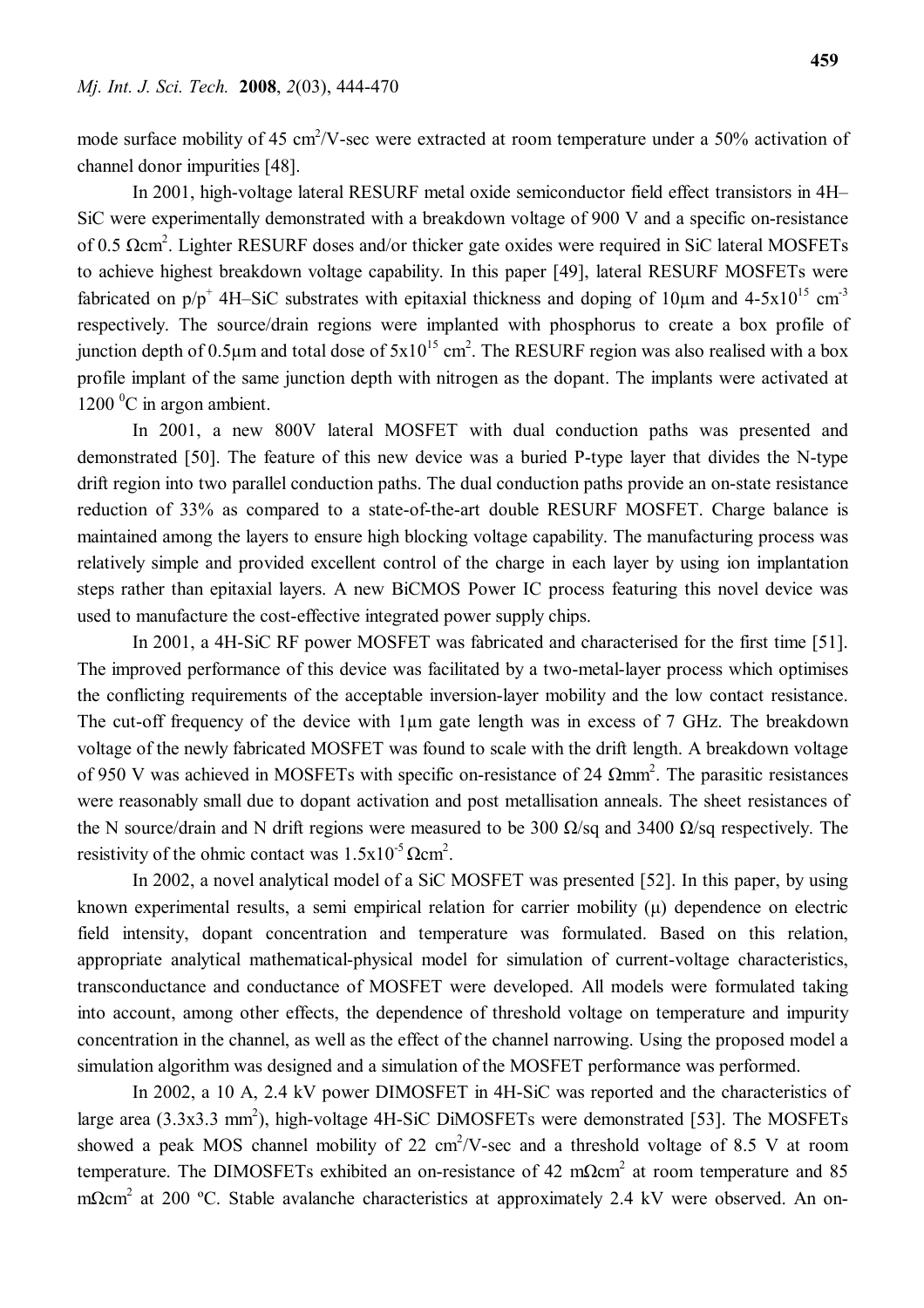mode surface mobility of 45 $cm^2$/V-sec were extracted at room temperature under a 50% activation of channel donor impurities [48].

In 2001, high-voltage lateral RESURF metal oxide semiconductor field effect transistors in 4H–SiC were experimentally demonstrated with a breakdown voltage of 900 V and a specific on-resistance of 0.5 $\Omega cm^2$. Lighter RESURF doses and/or thicker gate oxides were required in SiC lateral MOSFETs to achieve highest breakdown voltage capability. In this paper [49], lateral RESURF MOSFETs were fabricated on $p/p^+$ 4H–SiC substrates with epitaxial thickness and doping of 10µm and $4\text{-}5 \times 10^{15}$ $cm^{-3}$ respectively. The source/drain regions were implanted with phosphorus to create a box profile of junction depth of 0.5µm and total dose of $5 \times 10^{15}$ $cm^2$. The RESURF region was also realised with a box profile implant of the same junction depth with nitrogen as the dopant. The implants were activated at 1200 $^0$C in argon ambient.

In 2001, a new 800V lateral MOSFET with dual conduction paths was presented and demonstrated [50]. The feature of this new device was a buried P-type layer that divides the N-type drift region into two parallel conduction paths. The dual conduction paths provide an on-state resistance reduction of 33% as compared to a state-of-the-art double RESURF MOSFET. Charge balance is maintained among the layers to ensure high blocking voltage capability. The manufacturing process was relatively simple and provided excellent control of the charge in each layer by using ion implantation steps rather than epitaxial layers. A new BiCMOS Power IC process featuring this novel device was used to manufacture the cost-effective integrated power supply chips.

In 2001, a 4H-SiC RF power MOSFET was fabricated and characterised for the first time [51]. The improved performance of this device was facilitated by a two-metal-layer process which optimises the conflicting requirements of the acceptable inversion-layer mobility and the low contact resistance. The cut-off frequency of the device with 1µm gate length was in excess of 7 GHz. The breakdown voltage of the newly fabricated MOSFET was found to scale with the drift length. A breakdown voltage of 950 V was achieved in MOSFETs with specific on-resistance of 24 $\Omega mm^2$. The parasitic resistances were reasonably small due to dopant activation and post metallisation anneals. The sheet resistances of the N source/drain and N drift regions were measured to be 300 Ω/sq and 3400 Ω/sq respectively. The resistivity of the ohmic contact was $1.5 \times 10^{-5}$ $\Omega cm^2$.

In 2002, a novel analytical model of a SiC MOSFET was presented [52]. In this paper, by using known experimental results, a semi empirical relation for carrier mobility (μ) dependence on electric field intensity, dopant concentration and temperature was formulated. Based on this relation, appropriate analytical mathematical-physical model for simulation of current-voltage characteristics, transconductance and conductance of MOSFET were developed. All models were formulated taking into account, among other effects, the dependence of threshold voltage on temperature and impurity concentration in the channel, as well as the effect of the channel narrowing. Using the proposed model a simulation algorithm was designed and a simulation of the MOSFET performance was performed.

In 2002, a 10 A, 2.4 kV power DIMOSFET in 4H-SiC was reported and the characteristics of large area (3.3x3.3 $mm^2$), high-voltage 4H-SiC DiMOSFETs were demonstrated [53]. The MOSFETs showed a peak MOS channel mobility of 22 $cm^2$/V-sec and a threshold voltage of 8.5 V at room temperature. The DIMOSFETs exhibited an on-resistance of 42 $m\Omega cm^2$ at room temperature and 85 $m\Omega cm^2$ at 200 ºC. Stable avalanche characteristics at approximately 2.4 kV were observed. An on-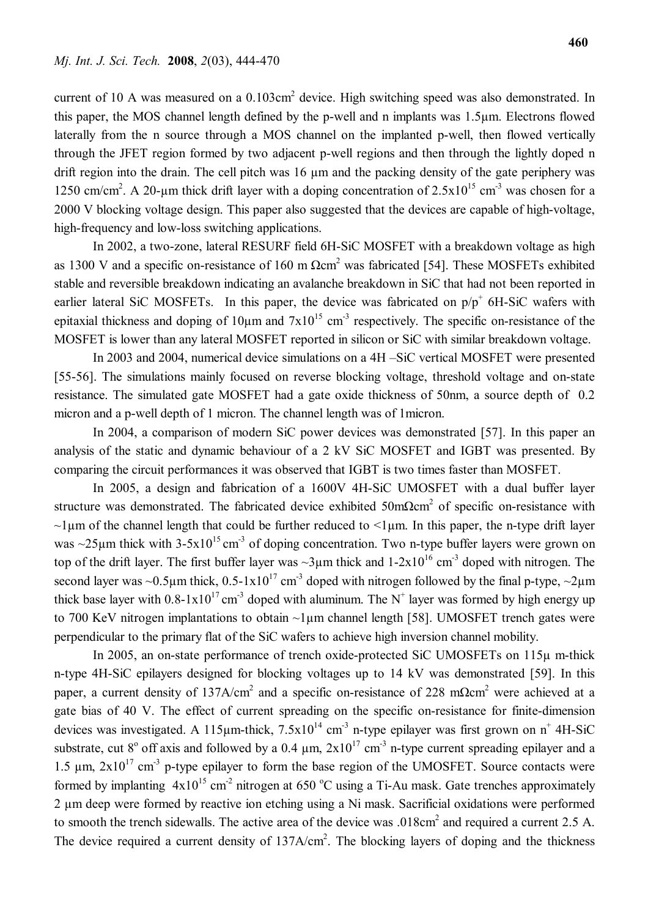current of 10 A was measured on a $0.103cm^2$ device. High switching speed was also demonstrated. In this paper, the MOS channel length defined by the p-well and n implants was 1.5µm. Electrons flowed laterally from the n source through a MOS channel on the implanted p-well, then flowed vertically through the JFET region formed by two adjacent p-well regions and then through the lightly doped n drift region into the drain. The cell pitch was 16 µm and the packing density of the gate periphery was $1250 cm/cm^2$. A 20-µm thick drift layer with a doping concentration of $2.5x10^{15} cm^{-3}$ was chosen for a 2000 V blocking voltage design. This paper also suggested that the devices are capable of high-voltage, high-frequency and low-loss switching applications.

In 2002, a two-zone, lateral RESURF field 6H-SiC MOSFET with a breakdown voltage as high as 1300 V and a specific on-resistance of 160 m $\Omega cm^2$ was fabricated [54]. These MOSFETs exhibited stable and reversible breakdown indicating an avalanche breakdown in SiC that had not been reported in earlier lateral SiC MOSFETs. In this paper, the device was fabricated on $p/p^+$ 6H-SiC wafers with epitaxial thickness and doping of 10µm and $7x10^{15} cm^{-3}$ respectively. The specific on-resistance of the MOSFET is lower than any lateral MOSFET reported in silicon or SiC with similar breakdown voltage.

In 2003 and 2004, numerical device simulations on a 4H –SiC vertical MOSFET were presented [55-56]. The simulations mainly focused on reverse blocking voltage, threshold voltage and on-state resistance. The simulated gate MOSFET had a gate oxide thickness of 50nm, a source depth of 0.2 micron and a p-well depth of 1 micron. The channel length was of 1micron.

In 2004, a comparison of modern SiC power devices was demonstrated [57]. In this paper an analysis of the static and dynamic behaviour of a 2 kV SiC MOSFET and IGBT was presented. By comparing the circuit performances it was observed that IGBT is two times faster than MOSFET.

In 2005, a design and fabrication of a 1600V 4H-SiC UMOSFET with a dual buffer layer structure was demonstrated. The fabricated device exhibited $50m\Omega cm^2$ of specific on-resistance with ~1µm of the channel length that could be further reduced to <1µm. In this paper, the n-type drift layer was ~25µm thick with $3\text{-}5x10^{15} cm^{-3}$ of doping concentration. Two n-type buffer layers were grown on top of the drift layer. The first buffer layer was ~3µm thick and $1\text{-}2x10^{16} cm^{-3}$ doped with nitrogen. The second layer was ~0.5µm thick, $0.5\text{-}1x10^{17} cm^{-3}$ doped with nitrogen followed by the final p-type, ~2µm thick base layer with $0.8\text{-}1x10^{17} cm^{-3}$ doped with aluminum. The $N^+$ layer was formed by high energy up to 700 KeV nitrogen implantations to obtain ~1µm channel length [58]. UMOSFET trench gates were perpendicular to the primary flat of the SiC wafers to achieve high inversion channel mobility.

In 2005, an on-state performance of trench oxide-protected SiC UMOSFETs on 115µ m-thick n-type 4H-SiC epilayers designed for blocking voltages up to 14 kV was demonstrated [59]. In this paper, a current density of $137A/cm^2$ and a specific on-resistance of $228 m\Omega cm^2$ were achieved at a gate bias of 40 V. The effect of current spreading on the specific on-resistance for finite-dimension devices was investigated. A 115µm-thick, $7.5x10^{14} cm^{-3}$ n-type epilayer was first grown on $n^+$ 4H-SiC substrate, cut $8^o$ off axis and followed by a 0.4 µm, $2x10^{17} cm^{-3}$ n-type current spreading epilayer and a 1.5 µm, $2x10^{17} cm^{-3}$ p-type epilayer to form the base region of the UMOSFET. Source contacts were formed by implanting $4x10^{15} cm^{-2}$ nitrogen at 650 $^oC$ using a Ti-Au mask. Gate trenches approximately 2 µm deep were formed by reactive ion etching using a Ni mask. Sacrificial oxidations were performed to smooth the trench sidewalls. The active area of the device was $.018cm^2$ and required a current 2.5 A. The device required a current density of $137A/cm^2$. The blocking layers of doping and the thickness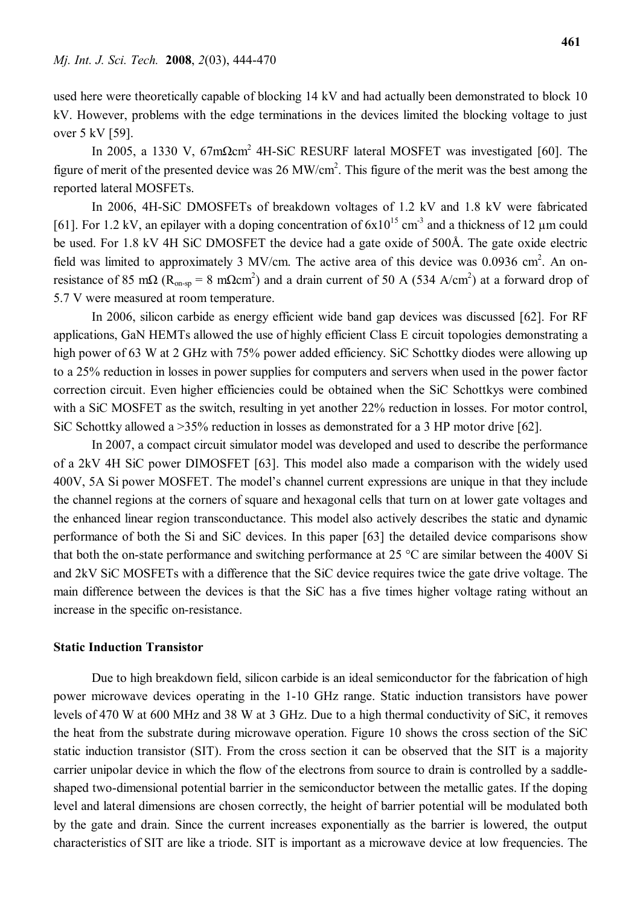used here were theoretically capable of blocking 14 kV and had actually been demonstrated to block 10 kV. However, problems with the edge terminations in the devices limited the blocking voltage to just over 5 kV [59].

In 2005, a 1330 V, 67m$\Omega$cm$^2$ 4H-SiC RESURF lateral MOSFET was investigated [60]. The figure of merit of the presented device was 26 MW/cm$^2$. This figure of the merit was the best among the reported lateral MOSFETs.

In 2006, 4H-SiC DMOSFETs of breakdown voltages of 1.2 kV and 1.8 kV were fabricated [61]. For 1.2 kV, an epilayer with a doping concentration of 6x10$^{15}$ cm$^{-3}$ and a thickness of 12 µm could be used. For 1.8 kV 4H SiC DMOSFET the device had a gate oxide of 500Å. The gate oxide electric field was limited to approximately 3 MV/cm. The active area of this device was 0.0936 cm$^2$. An on-resistance of 85 m$\Omega$ ($R_{on\text{-}sp}$ = 8 m$\Omega$cm$^2$) and a drain current of 50 A (534 A/cm$^2$) at a forward drop of 5.7 V were measured at room temperature.

In 2006, silicon carbide as energy efficient wide band gap devices was discussed [62]. For RF applications, GaN HEMTs allowed the use of highly efficient Class E circuit topologies demonstrating a high power of 63 W at 2 GHz with 75% power added efficiency. SiC Schottky diodes were allowing up to a 25% reduction in losses in power supplies for computers and servers when used in the power factor correction circuit. Even higher efficiencies could be obtained when the SiC Schottkys were combined with a SiC MOSFET as the switch, resulting in yet another 22% reduction in losses. For motor control, SiC Schottky allowed a >35% reduction in losses as demonstrated for a 3 HP motor drive [62].

In 2007, a compact circuit simulator model was developed and used to describe the performance of a 2kV 4H SiC power DIMOSFET [63]. This model also made a comparison with the widely used 400V, 5A Si power MOSFET. The model's channel current expressions are unique in that they include the channel regions at the corners of square and hexagonal cells that turn on at lower gate voltages and the enhanced linear region transconductance. This model also actively describes the static and dynamic performance of both the Si and SiC devices. In this paper [63] the detailed device comparisons show that both the on-state performance and switching performance at 25 °C are similar between the 400V Si and 2kV SiC MOSFETs with a difference that the SiC device requires twice the gate drive voltage. The main difference between the devices is that the SiC has a five times higher voltage rating without an increase in the specific on-resistance.

**Static Induction Transistor**

Due to high breakdown field, silicon carbide is an ideal semiconductor for the fabrication of high power microwave devices operating in the 1-10 GHz range. Static induction transistors have power levels of 470 W at 600 MHz and 38 W at 3 GHz. Due to a high thermal conductivity of SiC, it removes the heat from the substrate during microwave operation. Figure 10 shows the cross section of the SiC static induction transistor (SIT). From the cross section it can be observed that the SIT is a majority carrier unipolar device in which the flow of the electrons from source to drain is controlled by a saddle-shaped two-dimensional potential barrier in the semiconductor between the metallic gates. If the doping level and lateral dimensions are chosen correctly, the height of barrier potential will be modulated both by the gate and drain. Since the current increases exponentially as the barrier is lowered, the output characteristics of SIT are like a triode. SIT is important as a microwave device at low frequencies. The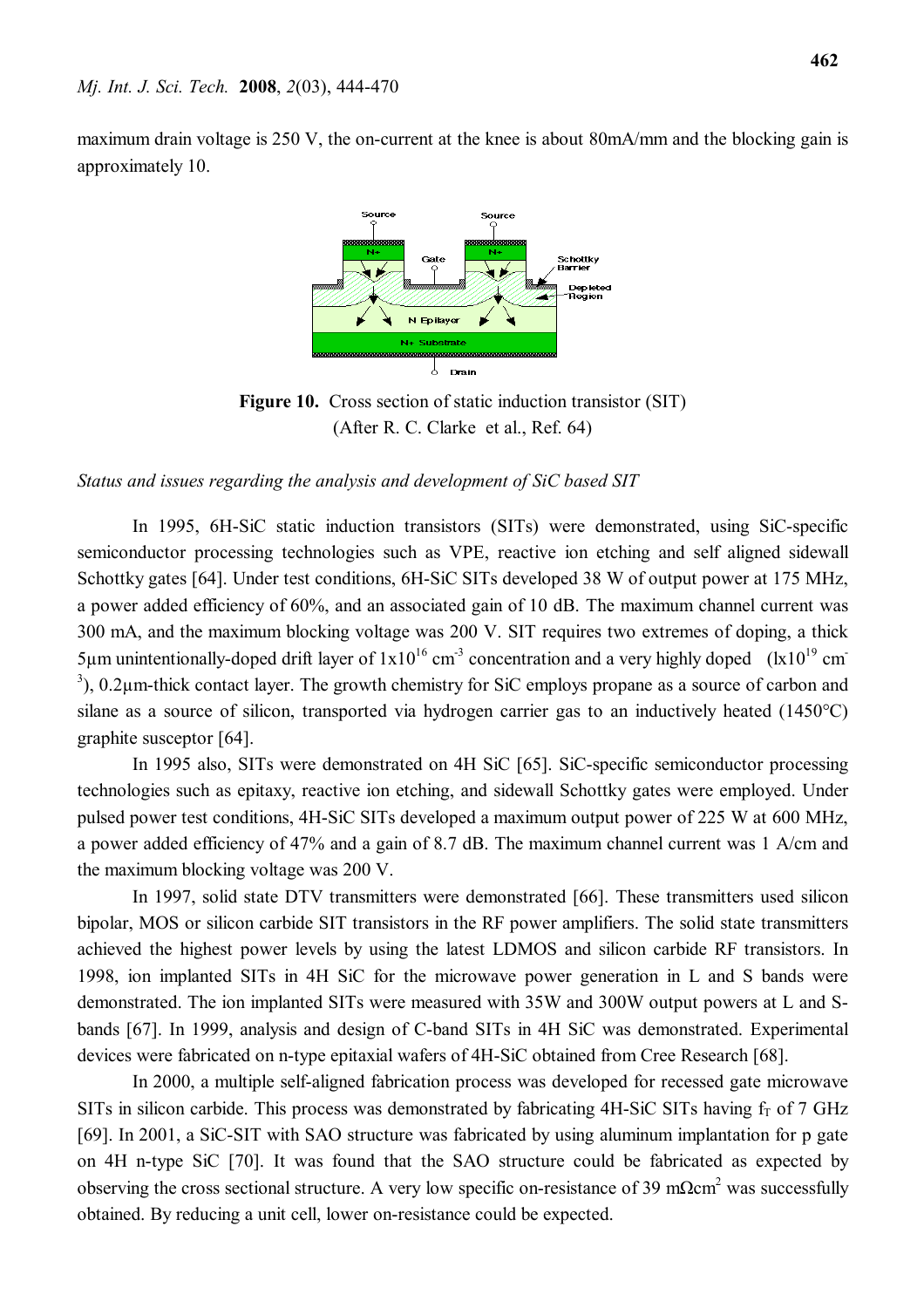maximum drain voltage is 250 V, the on-current at the knee is about 80mA/mm and the blocking gain is approximately 10.

**Figure 10.** Cross section of static induction transistor (SIT) (After R. C. Clarke et al., Ref. 64)

*Status and issues regarding the analysis and development of SiC based SIT*

In 1995, 6H-SiC static induction transistors (SITs) were demonstrated, using SiC-specific semiconductor processing technologies such as VPE, reactive ion etching and self aligned sidewall Schottky gates [64]. Under test conditions, 6H-SiC SITs developed 38 W of output power at 175 MHz, a power added efficiency of 60%, and an associated gain of 10 dB. The maximum channel current was 300 mA, and the maximum blocking voltage was 200 V. SIT requires two extremes of doping, a thick 5µm unintentionally-doped drift layer of $1x10^{16}$ $cm^{-3}$ concentration and a very highly doped ($lx10^{19}$ $cm^{-3}$), 0.2µm-thick contact layer. The growth chemistry for SiC employs propane as a source of carbon and silane as a source of silicon, transported via hydrogen carrier gas to an inductively heated (1450°C) graphite susceptor [64].

In 1995 also, SITs were demonstrated on 4H SiC [65]. SiC-specific semiconductor processing technologies such as epitaxy, reactive ion etching, and sidewall Schottky gates were employed. Under pulsed power test conditions, 4H-SiC SITs developed a maximum output power of 225 W at 600 MHz, a power added efficiency of 47% and a gain of 8.7 dB. The maximum channel current was 1 A/cm and the maximum blocking voltage was 200 V.

In 1997, solid state DTV transmitters were demonstrated [66]. These transmitters used silicon bipolar, MOS or silicon carbide SIT transistors in the RF power amplifiers. The solid state transmitters achieved the highest power levels by using the latest LDMOS and silicon carbide RF transistors. In 1998, ion implanted SITs in 4H SiC for the microwave power generation in L and S bands were demonstrated. The ion implanted SITs were measured with 35W and 300W output powers at L and S-bands [67]. In 1999, analysis and design of C-band SITs in 4H SiC was demonstrated. Experimental devices were fabricated on n-type epitaxial wafers of 4H-SiC obtained from Cree Research [68].

In 2000, a multiple self-aligned fabrication process was developed for recessed gate microwave SITs in silicon carbide. This process was demonstrated by fabricating 4H-SiC SITs having $f_T$ of 7 GHz [69]. In 2001, a SiC-SIT with SAO structure was fabricated by using aluminum implantation for p gate on 4H n-type SiC [70]. It was found that the SAO structure could be fabricated as expected by observing the cross sectional structure. A very low specific on-resistance of 39 $m\Omega cm^2$ was successfully obtained. By reducing a unit cell, lower on-resistance could be expected.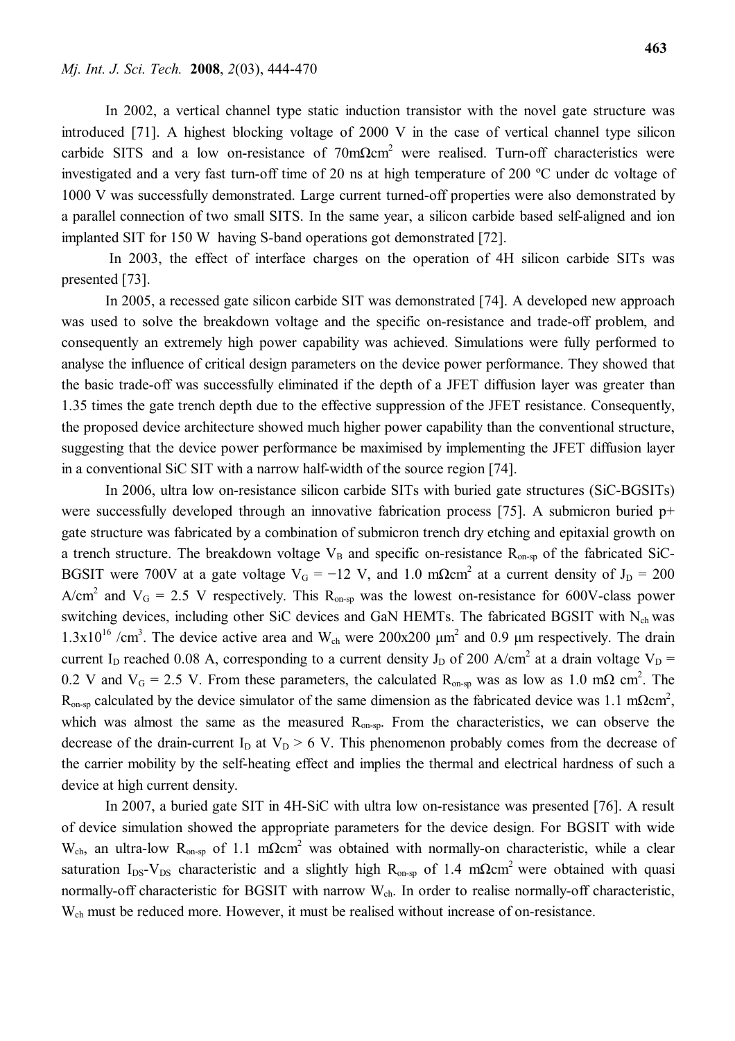In 2002, a vertical channel type static induction transistor with the novel gate structure was introduced [71]. A highest blocking voltage of 2000 V in the case of vertical channel type silicon carbide SITS and a low on-resistance of 70m$\Omega$cm$^2$ were realised. Turn-off characteristics were investigated and a very fast turn-off time of 20 ns at high temperature of 200 ºC under dc voltage of 1000 V was successfully demonstrated. Large current turned-off properties were also demonstrated by a parallel connection of two small SITS. In the same year, a silicon carbide based self-aligned and ion implanted SIT for 150 W having S-band operations got demonstrated [72].

In 2003, the effect of interface charges on the operation of 4H silicon carbide SITs was presented [73].

In 2005, a recessed gate silicon carbide SIT was demonstrated [74]. A developed new approach was used to solve the breakdown voltage and the specific on-resistance and trade-off problem, and consequently an extremely high power capability was achieved. Simulations were fully performed to analyse the influence of critical design parameters on the device power performance. They showed that the basic trade-off was successfully eliminated if the depth of a JFET diffusion layer was greater than 1.35 times the gate trench depth due to the effective suppression of the JFET resistance. Consequently, the proposed device architecture showed much higher power capability than the conventional structure, suggesting that the device power performance be maximised by implementing the JFET diffusion layer in a conventional SiC SIT with a narrow half-width of the source region [74].

In 2006, ultra low on-resistance silicon carbide SITs with buried gate structures (SiC-BGSITs) were successfully developed through an innovative fabrication process [75]. A submicron buried p+ gate structure was fabricated by a combination of submicron trench dry etching and epitaxial growth on a trench structure. The breakdown voltage $V_B$ and specific on-resistance $R_{on\text{-}sp}$ of the fabricated SiC-BGSIT were 700V at a gate voltage $V_G = -12$ V, and 1.0 m$\Omega$cm$^2$ at a current density of $J_D = 200$ A/cm$^2$ and $V_G = 2.5$ V respectively. This $R_{on\text{-}sp}$ was the lowest on-resistance for 600V-class power switching devices, including other SiC devices and GaN HEMTs. The fabricated BGSIT with $N_{ch}$ was $1.3\text{x}10^{16}$ /cm$^3$. The device active area and $W_{ch}$ were 200x200 μm$^2$ and 0.9 μm respectively. The drain current $I_D$ reached 0.08 A, corresponding to a current density $J_D$ of 200 A/cm$^2$ at a drain voltage $V_D = 0.2$ V and $V_G = 2.5$ V. From these parameters, the calculated $R_{on\text{-}sp}$ was as low as 1.0 m$\Omega$ cm$^2$. The $R_{on\text{-}sp}$ calculated by the device simulator of the same dimension as the fabricated device was 1.1 m$\Omega$cm$^2$, which was almost the same as the measured $R_{on\text{-}sp}$. From the characteristics, we can observe the decrease of the drain-current $I_D$ at $V_D > 6$ V. This phenomenon probably comes from the decrease of the carrier mobility by the self-heating effect and implies the thermal and electrical hardness of such a device at high current density.

In 2007, a buried gate SIT in 4H-SiC with ultra low on-resistance was presented [76]. A result of device simulation showed the appropriate parameters for the device design. For BGSIT with wide $W_{ch}$, an ultra-low $R_{on\text{-}sp}$ of 1.1 m$\Omega$cm$^2$ was obtained with normally-on characteristic, while a clear saturation $I_{DS}$-$V_{DS}$ characteristic and a slightly high $R_{on\text{-}sp}$ of 1.4 m$\Omega$cm$^2$ were obtained with quasi normally-off characteristic for BGSIT with narrow $W_{ch}$. In order to realise normally-off characteristic, $W_{ch}$ must be reduced more. However, it must be realised without increase of on-resistance.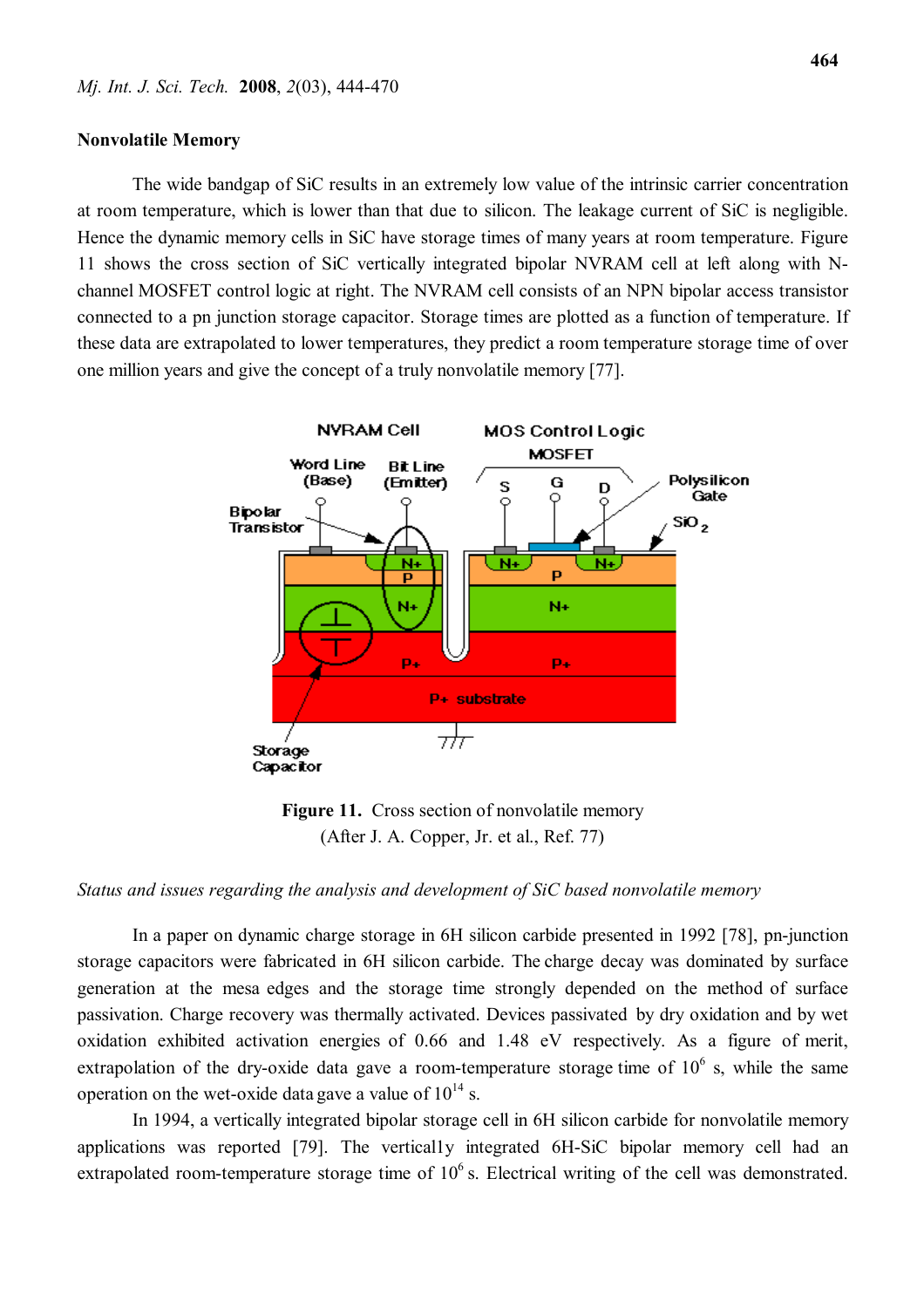## Nonvolatile Memory

The wide bandgap of SiC results in an extremely low value of the intrinsic carrier concentration at room temperature, which is lower than that due to silicon. The leakage current of SiC is negligible. Hence the dynamic memory cells in SiC have storage times of many years at room temperature. Figure 11 shows the cross section of SiC vertically integrated bipolar NVRAM cell at left along with N-channel MOSFET control logic at right. The NVRAM cell consists of an NPN bipolar access transistor connected to a pn junction storage capacitor. Storage times are plotted as a function of temperature. If these data are extrapolated to lower temperatures, they predict a room temperature storage time of over one million years and give the concept of a truly nonvolatile memory [77].

**Figure 11.** Cross section of nonvolatile memory (After J. A. Copper, Jr. et al., Ref. 77)

*Status and issues regarding the analysis and development of SiC based nonvolatile memory*

In a paper on dynamic charge storage in 6H silicon carbide presented in 1992 [78], pn-junction storage capacitors were fabricated in 6H silicon carbide. The charge decay was dominated by surface generation at the mesa edges and the storage time strongly depended on the method of surface passivation. Charge recovery was thermally activated. Devices passivated by dry oxidation and by wet oxidation exhibited activation energies of 0.66 and 1.48 eV respectively. As a figure of merit, extrapolation of the dry-oxide data gave a room-temperature storage time of $10^6$ s, while the same operation on the wet-oxide data gave a value of $10^{14}$ s.

In 1994, a vertically integrated bipolar storage cell in 6H silicon carbide for nonvolatile memory applications was reported [79]. The vertically integrated 6H-SiC bipolar memory cell had an extrapolated room-temperature storage time of $10^6$ s. Electrical writing of the cell was demonstrated.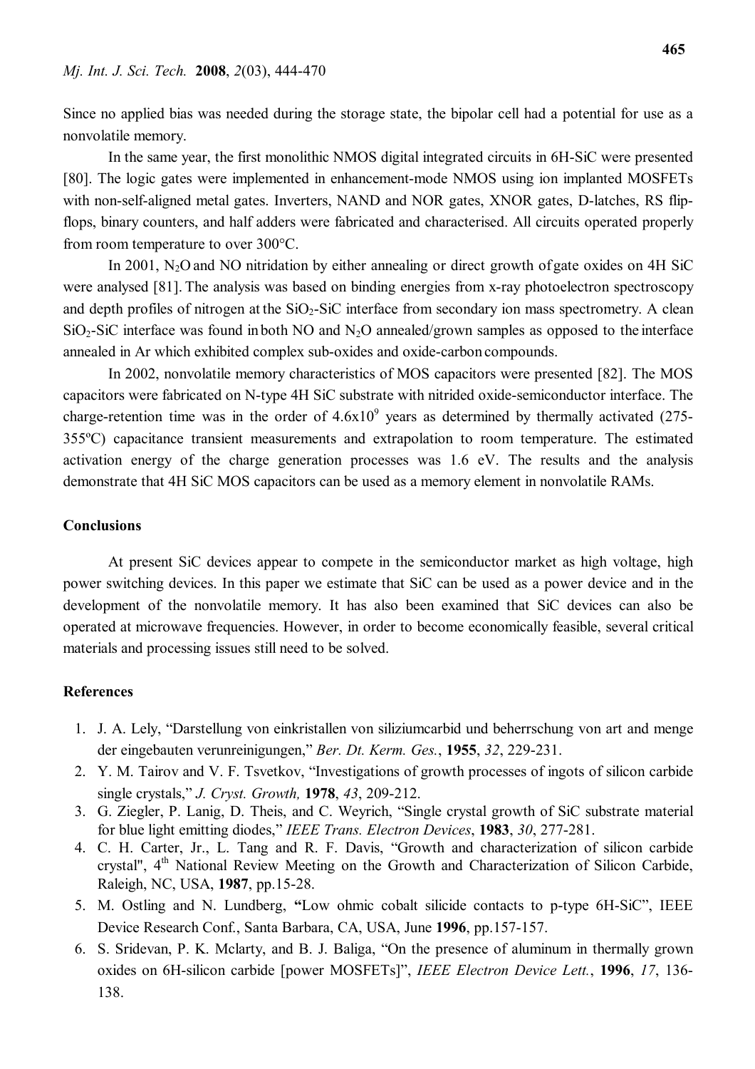Since no applied bias was needed during the storage state, the bipolar cell had a potential for use as a nonvolatile memory.

In the same year, the first monolithic NMOS digital integrated circuits in 6H-SiC were presented [80]. The logic gates were implemented in enhancement-mode NMOS using ion implanted MOSFETs with non-self-aligned metal gates. Inverters, NAND and NOR gates, XNOR gates, D-latches, RS flip-flops, binary counters, and half adders were fabricated and characterised. All circuits operated properly from room temperature to over 300°C.

In 2001, $N_2O$ and NO nitridation by either annealing or direct growth of gate oxides on 4H SiC were analysed [81]. The analysis was based on binding energies from x-ray photoelectron spectroscopy and depth profiles of nitrogen at the $SiO_2$-SiC interface from secondary ion mass spectrometry. A clean $SiO_2$-SiC interface was found in both NO and $N_2O$ annealed/grown samples as opposed to the interface annealed in Ar which exhibited complex sub-oxides and oxide-carbon compounds.

In 2002, nonvolatile memory characteristics of MOS capacitors were presented [82]. The MOS capacitors were fabricated on N-type 4H SiC substrate with nitrided oxide-semiconductor interface. The charge-retention time was in the order of $4.6 \times 10^9$ years as determined by thermally activated (275-355ºC) capacitance transient measurements and extrapolation to room temperature. The estimated activation energy of the charge generation processes was 1.6 eV. The results and the analysis demonstrate that 4H SiC MOS capacitors can be used as a memory element in nonvolatile RAMs.

## Conclusions

At present SiC devices appear to compete in the semiconductor market as high voltage, high power switching devices. In this paper we estimate that SiC can be used as a power device and in the development of the nonvolatile memory. It has also been examined that SiC devices can also be operated at microwave frequencies. However, in order to become economically feasible, several critical materials and processing issues still need to be solved.

## References

1. J. A. Lely, "Darstellung von einkristallen von siliziumcarbid und beherrschung von art and menge der eingebauten verunreinigungen," *Ber. Dt. Kerm. Ges.*, **1955**, *32*, 229-231.
2. Y. M. Tairov and V. F. Tsvetkov, "Investigations of growth processes of ingots of silicon carbide single crystals," *J. Cryst. Growth,* **1978**, *43*, 209-212.
3. G. Ziegler, P. Lanig, D. Theis, and C. Weyrich, "Single crystal growth of SiC substrate material for blue light emitting diodes," *IEEE Trans. Electron Devices*, **1983**, *30*, 277-281.
4. C. H. Carter, Jr., L. Tang and R. F. Davis, "Growth and characterization of silicon carbide crystal", 4th National Review Meeting on the Growth and Characterization of Silicon Carbide, Raleigh, NC, USA, **1987**, pp.15-28.
5. M. Ostling and N. Lundberg, **"**Low ohmic cobalt silicide contacts to p-type 6H-SiC", IEEE Device Research Conf., Santa Barbara, CA, USA, June **1996**, pp.157-157.
6. S. Sridevan, P. K. Mclarty, and B. J. Baliga, "On the presence of aluminum in thermally grown oxides on 6H-silicon carbide [power MOSFETs]", *IEEE Electron Device Lett.*, **1996**, *17*, 136-138.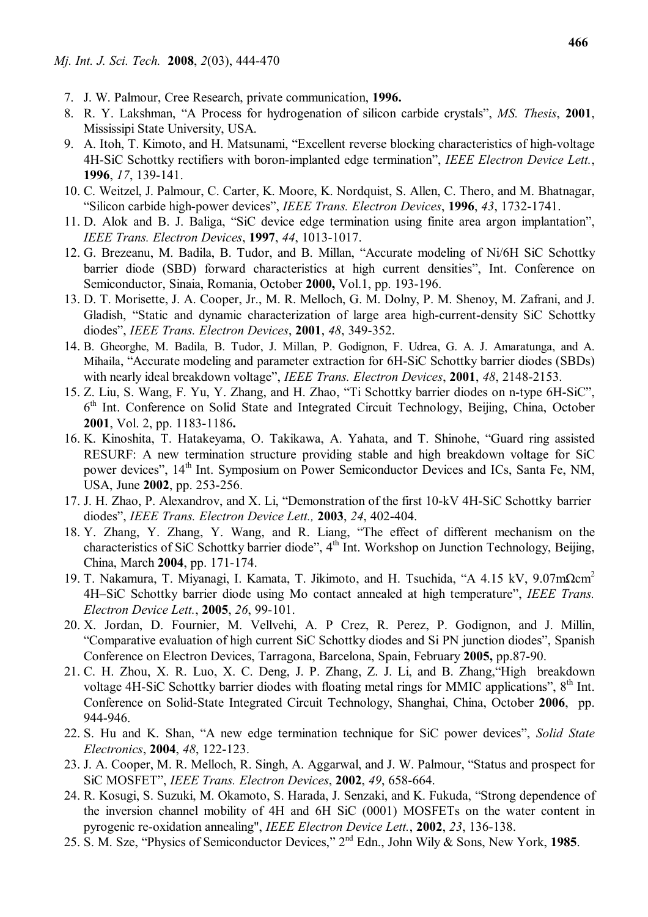7. J. W. Palmour, Cree Research, private communication, **1996.**
8. R. Y. Lakshman, "A Process for hydrogenation of silicon carbide crystals", *MS. Thesis*, **2001**, Mississipi State University, USA.
9. A. Itoh, T. Kimoto, and H. Matsunami, "Excellent reverse blocking characteristics of high-voltage 4H-SiC Schottky rectifiers with boron-implanted edge termination", *IEEE Electron Device Lett.*, **1996**, *17*, 139-141.
10. C. Weitzel, J. Palmour, C. Carter, K. Moore, K. Nordquist, S. Allen, C. Thero, and M. Bhatnagar, "Silicon carbide high-power devices", *IEEE Trans. Electron Devices*, **1996**, *43*, 1732-1741.
11. D. Alok and B. J. Baliga, "SiC device edge termination using finite area argon implantation", *IEEE Trans. Electron Devices*, **1997**, *44*, 1013-1017.
12. G. Brezeanu, M. Badila, B. Tudor, and B. Millan, "Accurate modeling of Ni/6H SiC Schottky barrier diode (SBD) forward characteristics at high current densities", Int. Conference on Semiconductor, Sinaia, Romania, October **2000,** Vol.1, pp. 193-196.
13. D. T. Morisette, J. A. Cooper, Jr., M. R. Melloch, G. M. Dolny, P. M. Shenoy, M. Zafrani, and J. Gladish, "Static and dynamic characterization of large area high-current-density SiC Schottky diodes", *IEEE Trans. Electron Devices*, **2001**, *48*, 349-352.
14. B. Gheorghe, M. Badila, B. Tudor, J. Millan, P. Godignon, F. Udrea, G. A. J. Amaratunga, and A. Mihaila, "Accurate modeling and parameter extraction for 6H-SiC Schottky barrier diodes (SBDs) with nearly ideal breakdown voltage", *IEEE Trans. Electron Devices*, **2001**, *48*, 2148-2153.
15. Z. Liu, S. Wang, F. Yu, Y. Zhang, and H. Zhao, "Ti Schottky barrier diodes on n-type 6H-SiC", 6th Int. Conference on Solid State and Integrated Circuit Technology, Beijing, China, October **2001**, Vol. 2, pp. 1183-1186**.**
16. K. Kinoshita, T. Hatakeyama, O. Takikawa, A. Yahata, and T. Shinohe, "Guard ring assisted RESURF: A new termination structure providing stable and high breakdown voltage for SiC power devices", 14th Int. Symposium on Power Semiconductor Devices and ICs, Santa Fe, NM, USA, June **2002**, pp. 253-256.
17. J. H. Zhao, P. Alexandrov, and X. Li, "Demonstration of the first 10-kV 4H-SiC Schottky barrier diodes", *IEEE Trans. Electron Device Lett.,* **2003**, *24*, 402-404.
18. Y. Zhang, Y. Zhang, Y. Wang, and R. Liang, "The effect of different mechanism on the characteristics of SiC Schottky barrier diode", 4th Int. Workshop on Junction Technology, Beijing, China, March **2004**, pp. 171-174.
19. T. Nakamura, T. Miyanagi, I. Kamata, T. Jikimoto, and H. Tsuchida, "A 4.15 kV, 9.07mΩcm$^2$ 4H–SiC Schottky barrier diode using Mo contact annealed at high temperature", *IEEE Trans. Electron Device Lett.*, **2005**, *26*, 99-101.
20. X. Jordan, D. Fournier, M. Vellvehi, A. P Crez, R. Perez, P. Godignon, and J. Millin, "Comparative evaluation of high current SiC Schottky diodes and Si PN junction diodes", Spanish Conference on Electron Devices, Tarragona, Barcelona, Spain, February **2005,** pp.87-90.
21. C. H. Zhou, X. R. Luo, X. C. Deng, J. P. Zhang, Z. J. Li, and B. Zhang,"High breakdown voltage 4H-SiC Schottky barrier diodes with floating metal rings for MMIC applications", 8th Int. Conference on Solid-State Integrated Circuit Technology, Shanghai, China, October **2006**, pp. 944-946.
22. S. Hu and K. Shan, "A new edge termination technique for SiC power devices", *Solid State Electronics*, **2004**, *48*, 122-123.
23. J. A. Cooper, M. R. Melloch, R. Singh, A. Aggarwal, and J. W. Palmour, "Status and prospect for SiC MOSFET", *IEEE Trans. Electron Devices*, **2002**, *49*, 658-664.
24. R. Kosugi, S. Suzuki, M. Okamoto, S. Harada, J. Senzaki, and K. Fukuda, "Strong dependence of the inversion channel mobility of 4H and 6H SiC (0001) MOSFETs on the water content in pyrogenic re-oxidation annealing", *IEEE Electron Device Lett.*, **2002**, *23*, 136-138.
25. S. M. Sze, "Physics of Semiconductor Devices," 2nd Edn., John Wily & Sons, New York, **1985**.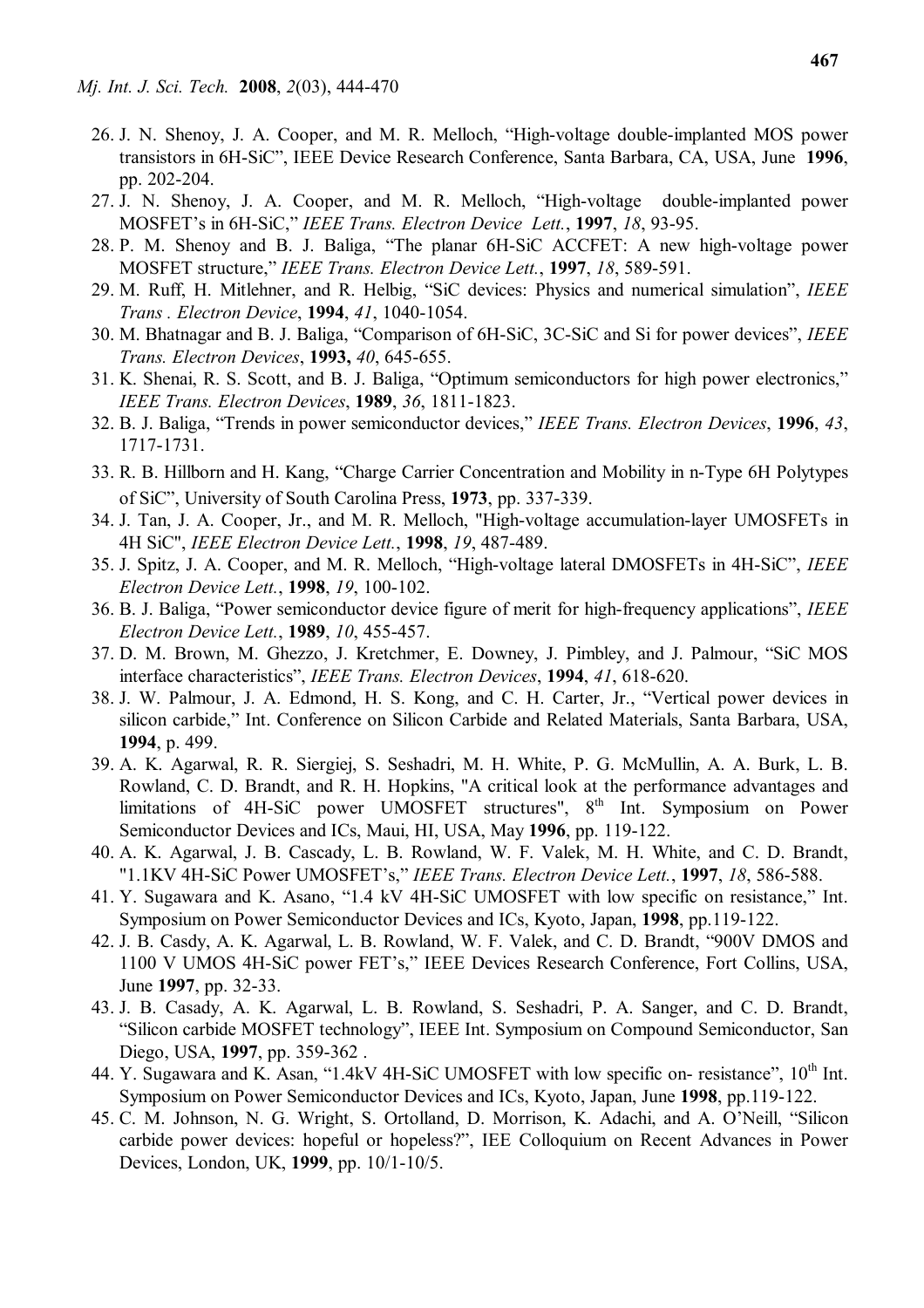26. J. N. Shenoy, J. A. Cooper, and M. R. Melloch, "High-voltage double-implanted MOS power transistors in 6H-SiC", IEEE Device Research Conference, Santa Barbara, CA, USA, June **1996**, pp. 202-204.
27. J. N. Shenoy, J. A. Cooper, and M. R. Melloch, "High-voltage double-implanted power MOSFET's in 6H-SiC," *IEEE Trans. Electron Device Lett.*, **1997**, *18*, 93-95.
28. P. M. Shenoy and B. J. Baliga, "The planar 6H-SiC ACCFET: A new high-voltage power MOSFET structure," *IEEE Trans. Electron Device Lett.*, **1997**, *18*, 589-591.
29. M. Ruff, H. Mitlehner, and R. Helbig, "SiC devices: Physics and numerical simulation", *IEEE Trans . Electron Device*, **1994**, *41*, 1040-1054.
30. M. Bhatnagar and B. J. Baliga, "Comparison of 6H-SiC, 3C-SiC and Si for power devices", *IEEE Trans. Electron Devices*, **1993,** *40*, 645-655.
31. K. Shenai, R. S. Scott, and B. J. Baliga, "Optimum semiconductors for high power electronics," *IEEE Trans. Electron Devices*, **1989**, *36*, 1811-1823.
32. B. J. Baliga, "Trends in power semiconductor devices," *IEEE Trans. Electron Devices*, **1996**, *43*, 1717-1731.
33. R. B. Hillborn and H. Kang, "Charge Carrier Concentration and Mobility in n-Type 6H Polytypes of SiC", University of South Carolina Press, **1973**, pp. 337-339.
34. J. Tan, J. A. Cooper, Jr., and M. R. Melloch, "High-voltage accumulation-layer UMOSFETs in 4H SiC", *IEEE Electron Device Lett.*, **1998**, *19*, 487-489.
35. J. Spitz, J. A. Cooper, and M. R. Melloch, "High-voltage lateral DMOSFETs in 4H-SiC", *IEEE Electron Device Lett.*, **1998**, *19*, 100-102.
36. B. J. Baliga, "Power semiconductor device figure of merit for high-frequency applications", *IEEE Electron Device Lett.*, **1989**, *10*, 455-457.
37. D. M. Brown, M. Ghezzo, J. Kretchmer, E. Downey, J. Pimbley, and J. Palmour, "SiC MOS interface characteristics", *IEEE Trans. Electron Devices*, **1994**, *41*, 618-620.
38. J. W. Palmour, J. A. Edmond, H. S. Kong, and C. H. Carter, Jr., "Vertical power devices in silicon carbide," Int. Conference on Silicon Carbide and Related Materials, Santa Barbara, USA, **1994**, p. 499.
39. A. K. Agarwal, R. R. Siergiej, S. Seshadri, M. H. White, P. G. McMullin, A. A. Burk, L. B. Rowland, C. D. Brandt, and R. H. Hopkins, "A critical look at the performance advantages and limitations of 4H-SiC power UMOSFET structures", 8th Int. Symposium on Power Semiconductor Devices and ICs, Maui, HI, USA, May **1996**, pp. 119-122.
40. A. K. Agarwal, J. B. Cascady, L. B. Rowland, W. F. Valek, M. H. White, and C. D. Brandt, "1.1KV 4H-SiC Power UMOSFET's," *IEEE Trans. Electron Device Lett.*, **1997**, *18*, 586-588.
41. Y. Sugawara and K. Asano, "1.4 kV 4H-SiC UMOSFET with low specific on resistance," Int. Symposium on Power Semiconductor Devices and ICs, Kyoto, Japan, **1998**, pp.119-122.
42. J. B. Casdy, A. K. Agarwal, L. B. Rowland, W. F. Valek, and C. D. Brandt, "900V DMOS and 1100 V UMOS 4H-SiC power FET's," IEEE Devices Research Conference, Fort Collins, USA, June **1997**, pp. 32-33.
43. J. B. Casady, A. K. Agarwal, L. B. Rowland, S. Seshadri, P. A. Sanger, and C. D. Brandt, "Silicon carbide MOSFET technology", IEEE Int. Symposium on Compound Semiconductor, San Diego, USA, **1997**, pp. 359-362 .
44. Y. Sugawara and K. Asan, "1.4kV 4H-SiC UMOSFET with low specific on- resistance", 10th Int. Symposium on Power Semiconductor Devices and ICs, Kyoto, Japan, June **1998**, pp.119-122.
45. C. M. Johnson, N. G. Wright, S. Ortolland, D. Morrison, K. Adachi, and A. O'Neill, "Silicon carbide power devices: hopeful or hopeless?", IEE Colloquium on Recent Advances in Power Devices, London, UK, **1999**, pp. 10/1-10/5.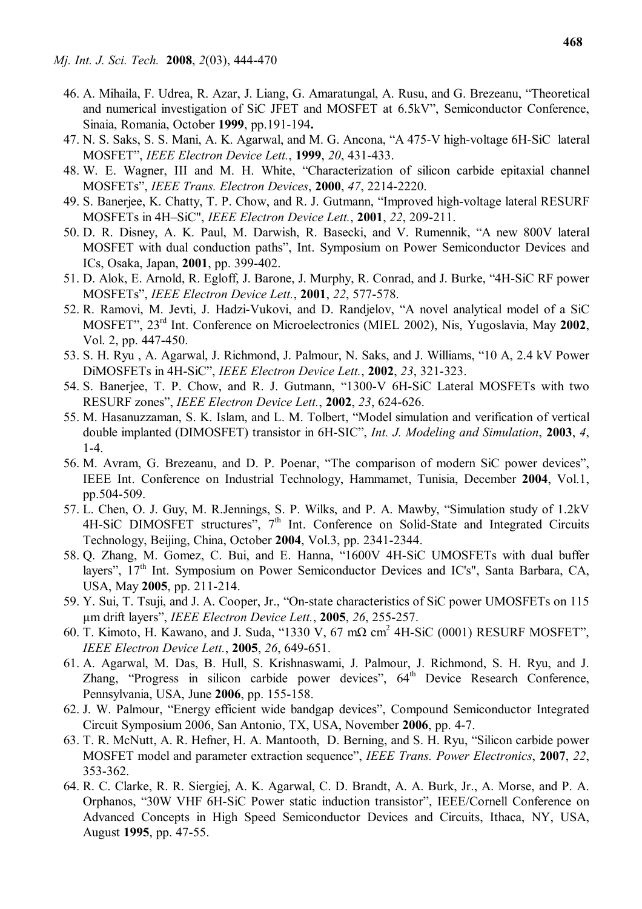46. A. Mihaila, F. Udrea, R. Azar, J. Liang, G. Amaratungal, A. Rusu, and G. Brezeanu, "Theoretical and numerical investigation of SiC JFET and MOSFET at 6.5kV", Semiconductor Conference, Sinaia, Romania, October **1999**, pp.191-194**.**
47. N. S. Saks, S. S. Mani, A. K. Agarwal, and M. G. Ancona, "A 475-V high-voltage 6H-SiC lateral MOSFET", *IEEE Electron Device Lett.*, **1999**, *20*, 431-433.
48. W. E. Wagner, III and M. H. White, "Characterization of silicon carbide epitaxial channel MOSFETs", *IEEE Trans. Electron Devices*, **2000**, *47*, 2214-2220.
49. S. Banerjee, K. Chatty, T. P. Chow, and R. J. Gutmann, "Improved high-voltage lateral RESURF MOSFETs in 4H–SiC", *IEEE Electron Device Lett.*, **2001**, *22*, 209-211.
50. D. R. Disney, A. K. Paul, M. Darwish, R. Basecki, and V. Rumennik, "A new 800V lateral MOSFET with dual conduction paths", Int. Symposium on Power Semiconductor Devices and ICs, Osaka, Japan, **2001**, pp. 399-402.
51. D. Alok, E. Arnold, R. Egloff, J. Barone, J. Murphy, R. Conrad, and J. Burke, "4H-SiC RF power MOSFETs", *IEEE Electron Device Lett.*, **2001**, *22*, 577-578.
52. R. Ramovi, M. Jevti, J. Hadzi-Vukovi, and D. Randjelov, "A novel analytical model of a SiC MOSFET", 23rd Int. Conference on Microelectronics (MIEL 2002), Nis, Yugoslavia, May **2002**, Vol. 2, pp. 447-450.
53. S. H. Ryu , A. Agarwal, J. Richmond, J. Palmour, N. Saks, and J. Williams, "10 A, 2.4 kV Power DiMOSFETs in 4H-SiC", *IEEE Electron Device Lett.*, **2002**, *23*, 321-323.
54. S. Banerjee, T. P. Chow, and R. J. Gutmann, "1300-V 6H-SiC Lateral MOSFETs with two RESURF zones", *IEEE Electron Device Lett.*, **2002**, *23*, 624-626.
55. M. Hasanuzzaman, S. K. Islam, and L. M. Tolbert, "Model simulation and verification of vertical double implanted (DIMOSFET) transistor in 6H-SIC", *Int. J. Modeling and Simulation*, **2003**, *4*, 1-4.
56. M. Avram, G. Brezeanu, and D. P. Poenar, "The comparison of modern SiC power devices", IEEE Int. Conference on Industrial Technology, Hammamet, Tunisia, December **2004**, Vol.1, pp.504-509.
57. L. Chen, O. J. Guy, M. R.Jennings, S. P. Wilks, and P. A. Mawby, "Simulation study of 1.2kV 4H-SiC DIMOSFET structures", 7th Int. Conference on Solid-State and Integrated Circuits Technology, Beijing, China, October **2004**, Vol.3, pp. 2341-2344.
58. Q. Zhang, M. Gomez, C. Bui, and E. Hanna, "1600V 4H-SiC UMOSFETs with dual buffer layers", 17th Int. Symposium on Power Semiconductor Devices and IC's", Santa Barbara, CA, USA, May **2005**, pp. 211-214.
59. Y. Sui, T. Tsuji, and J. A. Cooper, Jr., "On-state characteristics of SiC power UMOSFETs on 115 μm drift layers", *IEEE Electron Device Lett.*, **2005**, *26*, 255-257.
60. T. Kimoto, H. Kawano, and J. Suda, "1330 V, 67 mΩ cm$^2$ 4H-SiC (0001) RESURF MOSFET", *IEEE Electron Device Lett.*, **2005**, *26*, 649-651.
61. A. Agarwal, M. Das, B. Hull, S. Krishnaswami, J. Palmour, J. Richmond, S. H. Ryu, and J. Zhang, "Progress in silicon carbide power devices", 64th Device Research Conference, Pennsylvania, USA, June **2006**, pp. 155-158.
62. J. W. Palmour, "Energy efficient wide bandgap devices", Compound Semiconductor Integrated Circuit Symposium 2006, San Antonio, TX, USA, November **2006**, pp. 4-7.
63. T. R. McNutt, A. R. Hefner, H. A. Mantooth, D. Berning, and S. H. Ryu, "Silicon carbide power MOSFET model and parameter extraction sequence", *IEEE Trans. Power Electronics*, **2007**, *22*, 353-362.
64. R. C. Clarke, R. R. Siergiej, A. K. Agarwal, C. D. Brandt, A. A. Burk, Jr., A. Morse, and P. A. Orphanos, "30W VHF 6H-SiC Power static induction transistor", IEEE/Cornell Conference on Advanced Concepts in High Speed Semiconductor Devices and Circuits, Ithaca, NY, USA, August **1995**, pp. 47-55.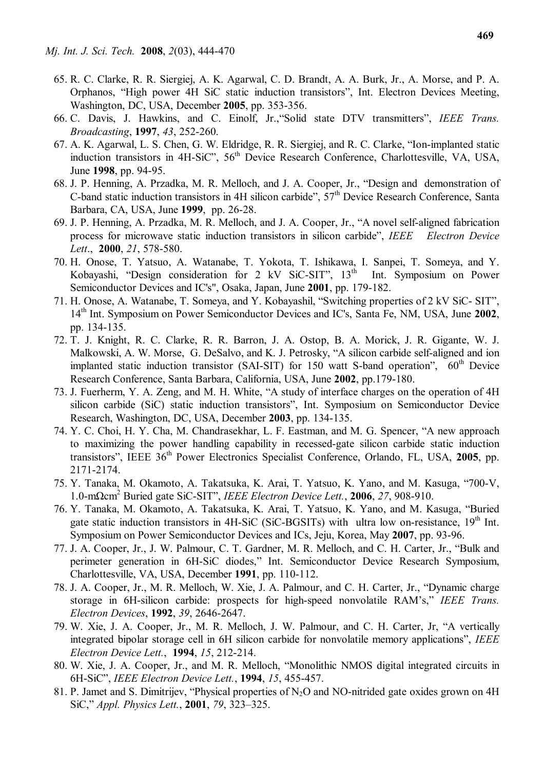65. R. C. Clarke, R. R. Siergiej, A. K. Agarwal, C. D. Brandt, A. A. Burk, Jr., A. Morse, and P. A. Orphanos, "High power 4H SiC static induction transistors", Int. Electron Devices Meeting, Washington, DC, USA, December **2005**, pp. 353-356.
66. C. Davis, J. Hawkins, and C. Einolf, Jr.,"Solid state DTV transmitters", *IEEE Trans. Broadcasting*, **1997**, *43*, 252-260.
67. A. K. Agarwal, L. S. Chen, G. W. Eldridge, R. R. Siergiej, and R. C. Clarke, "Ion-implanted static induction transistors in 4H-SiC", 56th Device Research Conference, Charlottesville, VA, USA, June **1998**, pp. 94-95.
68. J. P. Henning, A. Przadka, M. R. Melloch, and J. A. Cooper, Jr., "Design and demonstration of C-band static induction transistors in 4H silicon carbide", 57th Device Research Conference, Santa Barbara, CA, USA, June **1999**, pp. 26-28.
69. J. P. Henning, A. Przadka, M. R. Melloch, and J. A. Cooper, Jr., "A novel self-aligned fabrication process for microwave static induction transistors in silicon carbide", *IEEE Electron Device Lett*., **2000**, *21*, 578-580.
70. H. Onose, T. Yatsuo, A. Watanabe, T. Yokota, T. Ishikawa, I. Sanpei, T. Someya, and Y. Kobayashi, "Design consideration for 2 kV SiC-SIT", 13th Int. Symposium on Power Semiconductor Devices and IC's", Osaka, Japan, June **2001**, pp. 179-182.
71. H. Onose, A. Watanabe, T. Someya, and Y. Kobayashil, "Switching properties of 2 kV SiC- SIT", 14th Int. Symposium on Power Semiconductor Devices and IC's, Santa Fe, NM, USA, June **2002**, pp. 134-135.
72. T. J. Knight, R. C. Clarke, R. R. Barron, J. A. Ostop, B. A. Morick, J. R. Gigante, W. J. Malkowski, A. W. Morse, G. DeSalvo, and K. J. Petrosky, "A silicon carbide self-aligned and ion implanted static induction transistor (SAI-SIT) for 150 watt S-band operation", 60th Device Research Conference, Santa Barbara, California, USA, June **2002**, pp.179-180.
73. J. Fuerherm, Y. A. Zeng, and M. H. White, "A study of interface charges on the operation of 4H silicon carbide (SiC) static induction transistors", Int. Symposium on Semiconductor Device Research, Washington, DC, USA, December **2003**, pp. 134-135.
74. Y. C. Choi, H. Y. Cha, M. Chandrasekhar, L. F. Eastman, and M. G. Spencer, "A new approach to maximizing the power handling capability in recessed-gate silicon carbide static induction transistors", IEEE 36th Power Electronics Specialist Conference, Orlando, FL, USA, **2005**, pp. 2171-2174.
75. Y. Tanaka, M. Okamoto, A. Takatsuka, K. Arai, T. Yatsuo, K. Yano, and M. Kasuga, "700-V, 1.0-mΩcm$^2$ Buried gate SiC-SIT", *IEEE Electron Device Lett.*, **2006**, *27*, 908-910.
76. Y. Tanaka, M. Okamoto, A. Takatsuka, K. Arai, T. Yatsuo, K. Yano, and M. Kasuga, "Buried gate static induction transistors in 4H-SiC (SiC-BGSITs) with ultra low on-resistance, 19th Int. Symposium on Power Semiconductor Devices and ICs, Jeju, Korea, May **2007**, pp. 93-96.
77. J. A. Cooper, Jr., J. W. Palmour, C. T. Gardner, M. R. Melloch, and C. H. Carter, Jr., "Bulk and perimeter generation in 6H-SiC diodes," Int. Semiconductor Device Research Symposium, Charlottesville, VA, USA, December **1991**, pp. 110-112.
78. J. A. Cooper, Jr., M. R. Melloch, W. Xie, J. A. Palmour, and C. H. Carter, Jr., "Dynamic charge storage in 6H-silicon carbide: prospects for high-speed nonvolatile RAM's," *IEEE Trans. Electron Devices*, **1992**, *39*, 2646-2647.
79. W. Xie, J. A. Cooper, Jr., M. R. Melloch, J. W. Palmour, and C. H. Carter, Jr, "A vertically integrated bipolar storage cell in 6H silicon carbide for nonvolatile memory applications", *IEEE Electron Device Lett.*, **1994**, *15*, 212-214.
80. W. Xie, J. A. Cooper, Jr., and M. R. Melloch, "Monolithic NMOS digital integrated circuits in 6H-SiC", *IEEE Electron Device Lett.*, **1994**, *15*, 455-457.
81. P. Jamet and S. Dimitrijev, "Physical properties of $N_2O$ and NO-nitrided gate oxides grown on 4H SiC," *Appl. Physics Lett.*, **2001**, *79*, 323–325.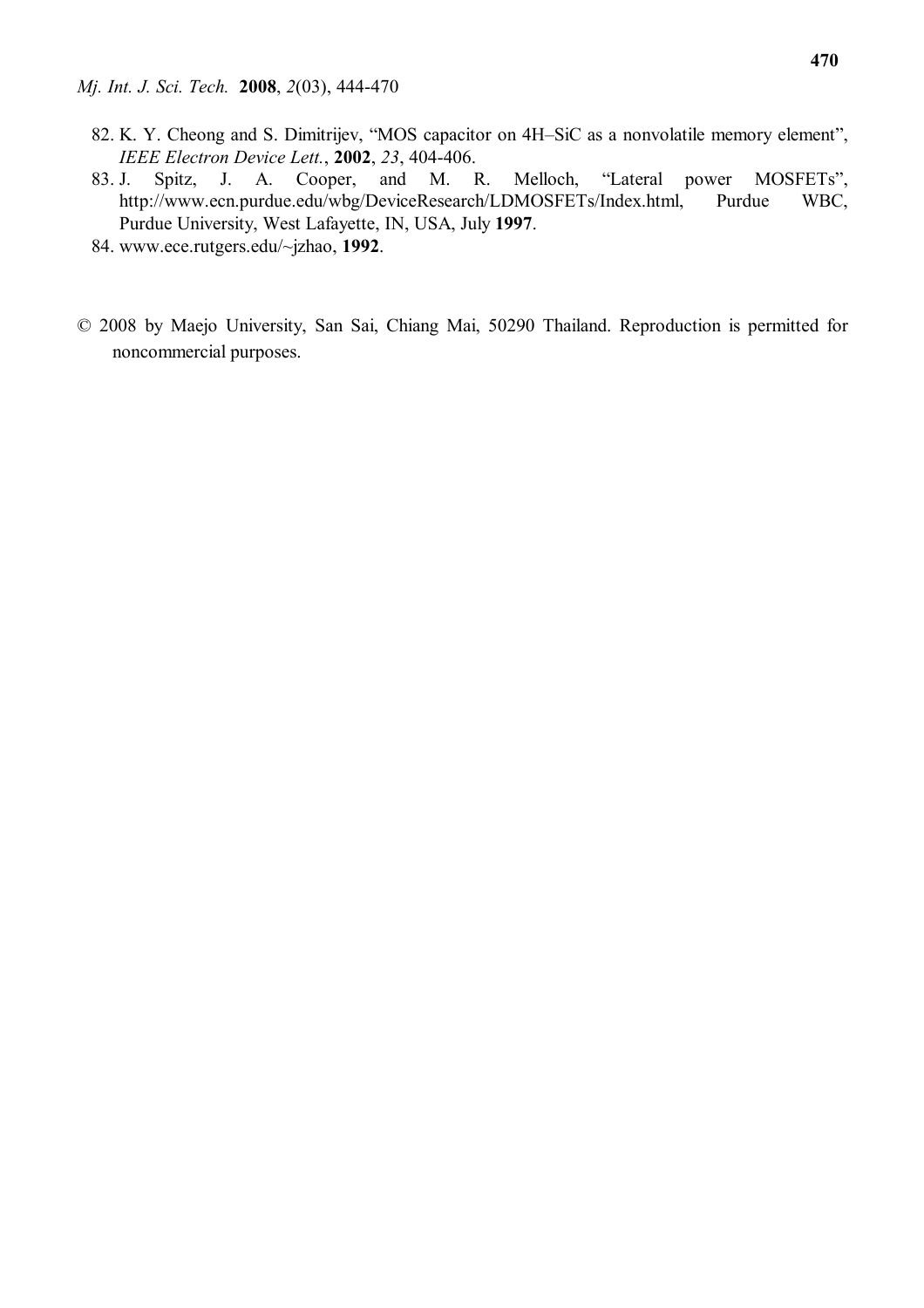82. K. Y. Cheong and S. Dimitrijev, "MOS capacitor on 4H–SiC as a nonvolatile memory element", *IEEE Electron Device Lett.*, **2002**, *23*, 404-406.
83. J. Spitz, J. A. Cooper, and M. R. Melloch, "Lateral power MOSFETs", http://www.ecn.purdue.edu/wbg/DeviceResearch/LDMOSFETs/Index.html, Purdue WBC, Purdue University, West Lafayette, IN, USA, July **1997**.
84. www.ece.rutgers.edu/~jzhao, **1992**.

© 2008 by Maejo University, San Sai, Chiang Mai, 50290 Thailand. Reproduction is permitted for noncommercial purposes.